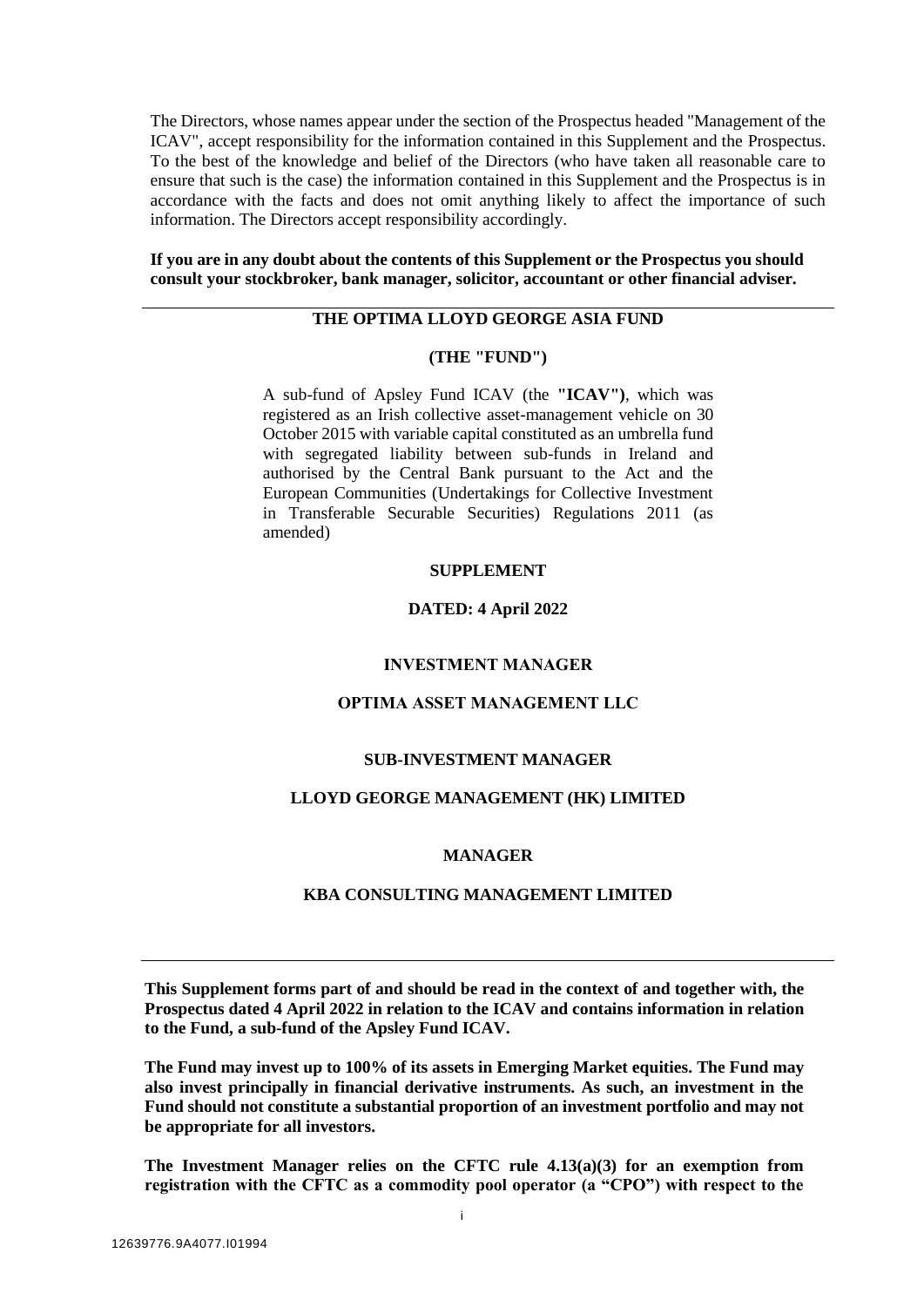The Directors, whose names appear under the section of the Prospectus headed "Management of the ICAV", accept responsibility for the information contained in this Supplement and the Prospectus. To the best of the knowledge and belief of the Directors (who have taken all reasonable care to ensure that such is the case) the information contained in this Supplement and the Prospectus is in accordance with the facts and does not omit anything likely to affect the importance of such information. The Directors accept responsibility accordingly.

**If you are in any doubt about the contents of this Supplement or the Prospectus you should consult your stockbroker, bank manager, solicitor, accountant or other financial adviser.**

---

# THE OPTIMA LLOYD GEORGE ASIA FUND

## (THE "FUND")

A sub-fund of Apsley Fund ICAV (the **"ICAV")**, which was registered as an Irish collective asset-management vehicle on 30 October 2015 with variable capital constituted as an umbrella fund with segregated liability between sub-funds in Ireland and authorised by the Central Bank pursuant to the Act and the European Communities (Undertakings for Collective Investment in Transferable Securable Securities) Regulations 2011 (as amended)

## SUPPLEMENT

**DATED: 4 April 2022**

### INVESTMENT MANAGER

**OPTIMA ASSET MANAGEMENT LLC**

### SUB-INVESTMENT MANAGER

**LLOYD GEORGE MANAGEMENT (HK) LIMITED**

### MANAGER

**KBA CONSULTING MANAGEMENT LIMITED**

---

**This Supplement forms part of and should be read in the context of and together with, the Prospectus dated 4 April 2022 in relation to the ICAV and contains information in relation to the Fund, a sub-fund of the Apsley Fund ICAV.**

**The Fund may invest up to 100% of its assets in Emerging Market equities. The Fund may also invest principally in financial derivative instruments. As such, an investment in the Fund should not constitute a substantial proportion of an investment portfolio and may not be appropriate for all investors.**

**The Investment Manager relies on the CFTC rule 4.13(a)(3) for an exemption from registration with the CFTC as a commodity pool operator (a "CPO") with respect to the**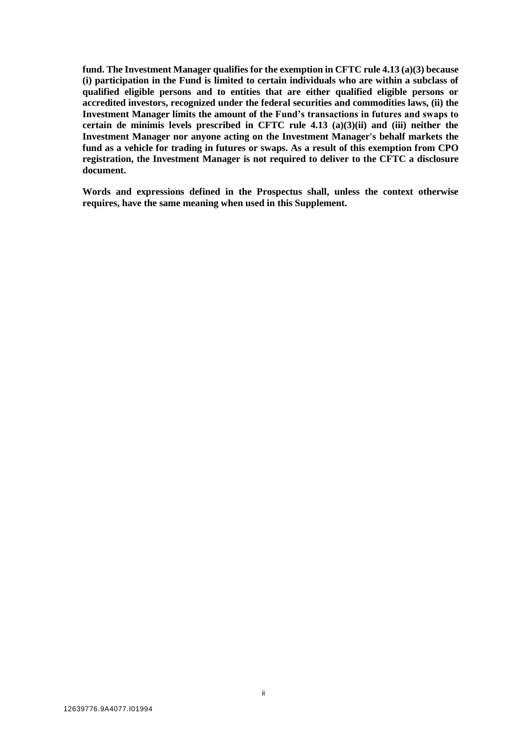**fund. The Investment Manager qualifies for the exemption in CFTC rule 4.13 (a)(3) because (i) participation in the Fund is limited to certain individuals who are within a subclass of qualified eligible persons and to entities that are either qualified eligible persons or accredited investors, recognized under the federal securities and commodities laws, (ii) the Investment Manager limits the amount of the Fund's transactions in futures and swaps to certain de minimis levels prescribed in CFTC rule 4.13 (a)(3)(ii) and (iii) neither the Investment Manager nor anyone acting on the Investment Manager's behalf markets the fund as a vehicle for trading in futures or swaps. As a result of this exemption from CPO registration, the Investment Manager is not required to deliver to the CFTC a disclosure document.**

**Words and expressions defined in the Prospectus shall, unless the context otherwise requires, have the same meaning when used in this Supplement.**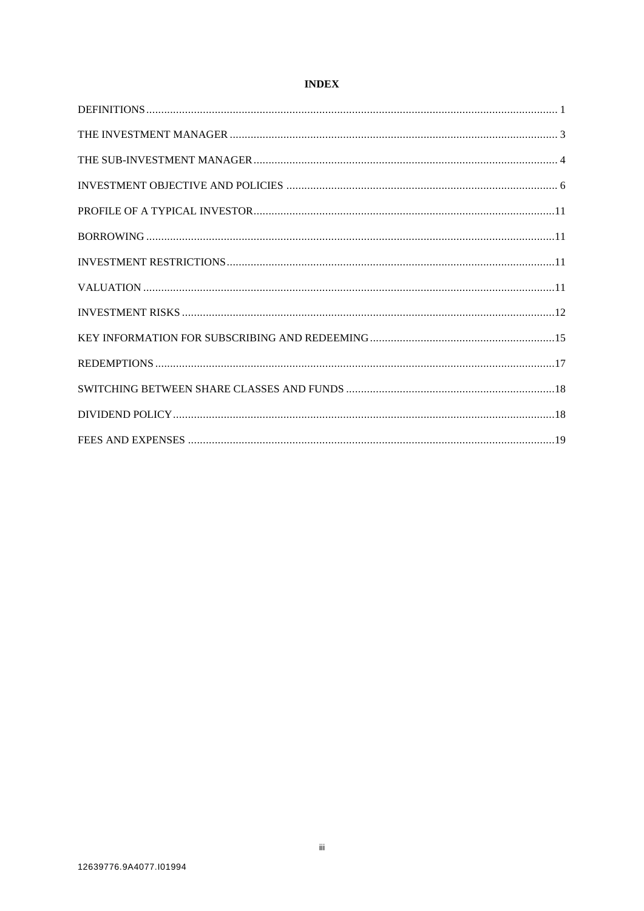# INDEX

DEFINITIONS ........ 1

THE INVESTMENT MANAGER ........ 3

THE SUB-INVESTMENT MANAGER ........ 4

INVESTMENT OBJECTIVE AND POLICIES ........ 6

PROFILE OF A TYPICAL INVESTOR ........ 11

BORROWING ........ 11

INVESTMENT RESTRICTIONS ........ 11

VALUATION ........ 11

INVESTMENT RISKS ........ 12

KEY INFORMATION FOR SUBSCRIBING AND REDEEMING ........ 15

REDEMPTIONS ........ 17

SWITCHING BETWEEN SHARE CLASSES AND FUNDS ........ 18

DIVIDEND POLICY ........ 18

FEES AND EXPENSES ........ 19

12639776.9A4077.I01994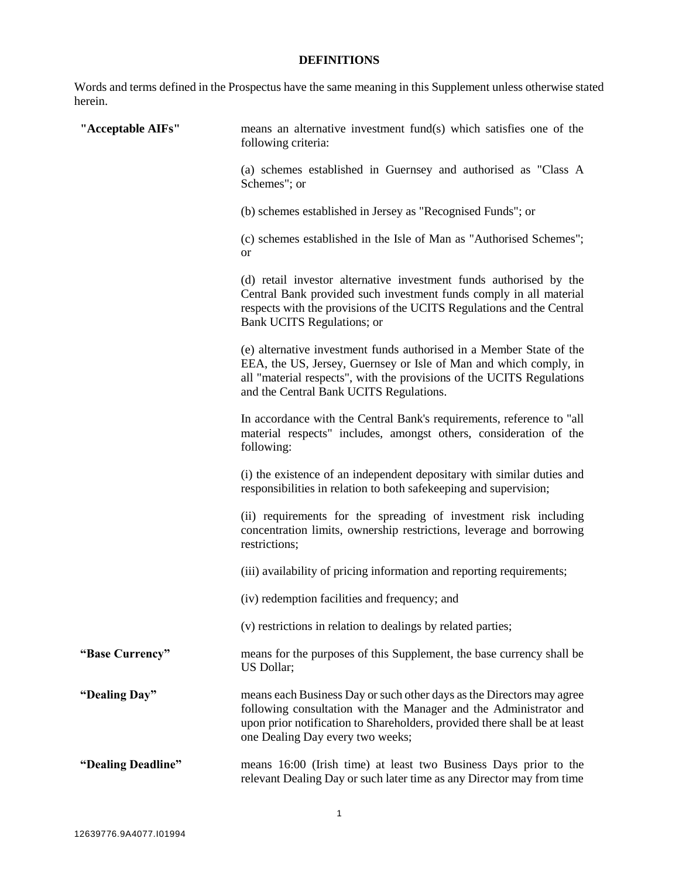## DEFINITIONS

Words and terms defined in the Prospectus have the same meaning in this Supplement unless otherwise stated herein.

**"Acceptable AIFs"** means an alternative investment fund(s) which satisfies one of the following criteria:

(a) schemes established in Guernsey and authorised as "Class A Schemes"; or

(b) schemes established in Jersey as "Recognised Funds"; or

(c) schemes established in the Isle of Man as "Authorised Schemes"; or

(d) retail investor alternative investment funds authorised by the Central Bank provided such investment funds comply in all material respects with the provisions of the UCITS Regulations and the Central Bank UCITS Regulations; or

(e) alternative investment funds authorised in a Member State of the EEA, the US, Jersey, Guernsey or Isle of Man and which comply, in all "material respects", with the provisions of the UCITS Regulations and the Central Bank UCITS Regulations.

In accordance with the Central Bank's requirements, reference to "all material respects" includes, amongst others, consideration of the following:

(i) the existence of an independent depositary with similar duties and responsibilities in relation to both safekeeping and supervision;

(ii) requirements for the spreading of investment risk including concentration limits, ownership restrictions, leverage and borrowing restrictions;

(iii) availability of pricing information and reporting requirements;

(iv) redemption facilities and frequency; and

(v) restrictions in relation to dealings by related parties;

**"Base Currency"** means for the purposes of this Supplement, the base currency shall be US Dollar;

**"Dealing Day"** means each Business Day or such other days as the Directors may agree following consultation with the Manager and the Administrator and upon prior notification to Shareholders, provided there shall be at least one Dealing Day every two weeks;

**"Dealing Deadline"** means 16:00 (Irish time) at least two Business Days prior to the relevant Dealing Day or such later time as any Director may from time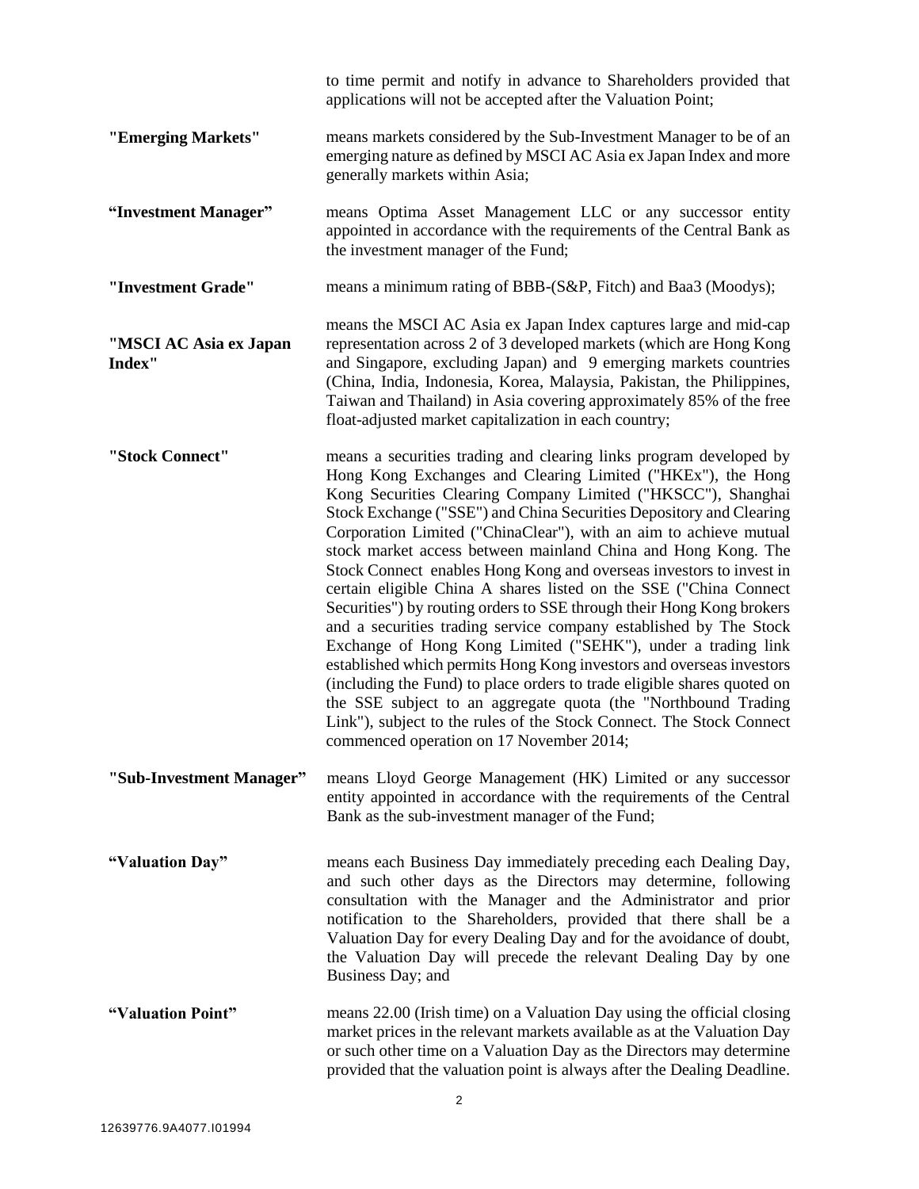to time permit and notify in advance to Shareholders provided that applications will not be accepted after the Valuation Point;

**"Emerging Markets"** means markets considered by the Sub-Investment Manager to be of an emerging nature as defined by MSCI AC Asia ex Japan Index and more generally markets within Asia;

**"Investment Manager"** means Optima Asset Management LLC or any successor entity appointed in accordance with the requirements of the Central Bank as the investment manager of the Fund;

**"Investment Grade"** means a minimum rating of BBB-(S&P, Fitch) and Baa3 (Moodys);

**"MSCI AC Asia ex Japan Index"** means the MSCI AC Asia ex Japan Index captures large and mid-cap representation across 2 of 3 developed markets (which are Hong Kong and Singapore, excluding Japan) and 9 emerging markets countries (China, India, Indonesia, Korea, Malaysia, Pakistan, the Philippines, Taiwan and Thailand) in Asia covering approximately 85% of the free float-adjusted market capitalization in each country;

**"Stock Connect"** means a securities trading and clearing links program developed by Hong Kong Exchanges and Clearing Limited ("HKEx"), the Hong Kong Securities Clearing Company Limited ("HKSCC"), Shanghai Stock Exchange ("SSE") and China Securities Depository and Clearing Corporation Limited ("ChinaClear"), with an aim to achieve mutual stock market access between mainland China and Hong Kong. The Stock Connect enables Hong Kong and overseas investors to invest in certain eligible China A shares listed on the SSE ("China Connect Securities") by routing orders to SSE through their Hong Kong brokers and a securities trading service company established by The Stock Exchange of Hong Kong Limited ("SEHK"), under a trading link established which permits Hong Kong investors and overseas investors (including the Fund) to place orders to trade eligible shares quoted on the SSE subject to an aggregate quota (the "Northbound Trading Link"), subject to the rules of the Stock Connect. The Stock Connect commenced operation on 17 November 2014;

**"Sub-Investment Manager"** means Lloyd George Management (HK) Limited or any successor entity appointed in accordance with the requirements of the Central Bank as the sub-investment manager of the Fund;

**"Valuation Day"** means each Business Day immediately preceding each Dealing Day, and such other days as the Directors may determine, following consultation with the Manager and the Administrator and prior notification to the Shareholders, provided that there shall be a Valuation Day for every Dealing Day and for the avoidance of doubt, the Valuation Day will precede the relevant Dealing Day by one Business Day; and

**"Valuation Point"** means 22.00 (Irish time) on a Valuation Day using the official closing market prices in the relevant markets available as at the Valuation Day or such other time on a Valuation Day as the Directors may determine provided that the valuation point is always after the Dealing Deadline.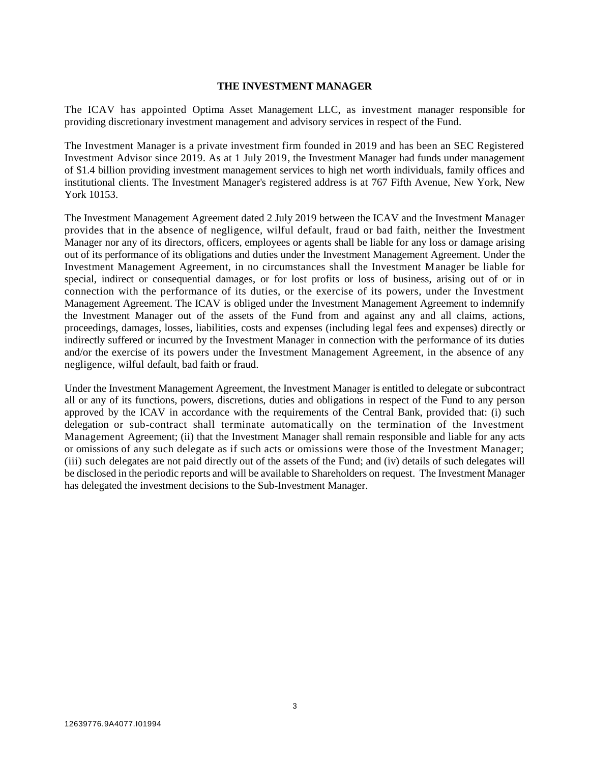## THE INVESTMENT MANAGER

The ICAV has appointed Optima Asset Management LLC, as investment manager responsible for providing discretionary investment management and advisory services in respect of the Fund.

The Investment Manager is a private investment firm founded in 2019 and has been an SEC Registered Investment Advisor since 2019. As at 1 July 2019, the Investment Manager had funds under management of $1.4 billion providing investment management services to high net worth individuals, family offices and institutional clients. The Investment Manager's registered address is at 767 Fifth Avenue, New York, New York 10153.

The Investment Management Agreement dated 2 July 2019 between the ICAV and the Investment Manager provides that in the absence of negligence, wilful default, fraud or bad faith, neither the Investment Manager nor any of its directors, officers, employees or agents shall be liable for any loss or damage arising out of its performance of its obligations and duties under the Investment Management Agreement. Under the Investment Management Agreement, in no circumstances shall the Investment Manager be liable for special, indirect or consequential damages, or for lost profits or loss of business, arising out of or in connection with the performance of its duties, or the exercise of its powers, under the Investment Management Agreement. The ICAV is obliged under the Investment Management Agreement to indemnify the Investment Manager out of the assets of the Fund from and against any and all claims, actions, proceedings, damages, losses, liabilities, costs and expenses (including legal fees and expenses) directly or indirectly suffered or incurred by the Investment Manager in connection with the performance of its duties and/or the exercise of its powers under the Investment Management Agreement, in the absence of any negligence, wilful default, bad faith or fraud.

Under the Investment Management Agreement, the Investment Manager is entitled to delegate or subcontract all or any of its functions, powers, discretions, duties and obligations in respect of the Fund to any person approved by the ICAV in accordance with the requirements of the Central Bank, provided that: (i) such delegation or sub-contract shall terminate automatically on the termination of the Investment Management Agreement; (ii) that the Investment Manager shall remain responsible and liable for any acts or omissions of any such delegate as if such acts or omissions were those of the Investment Manager; (iii) such delegates are not paid directly out of the assets of the Fund; and (iv) details of such delegates will be disclosed in the periodic reports and will be available to Shareholders on request. The Investment Manager has delegated the investment decisions to the Sub-Investment Manager.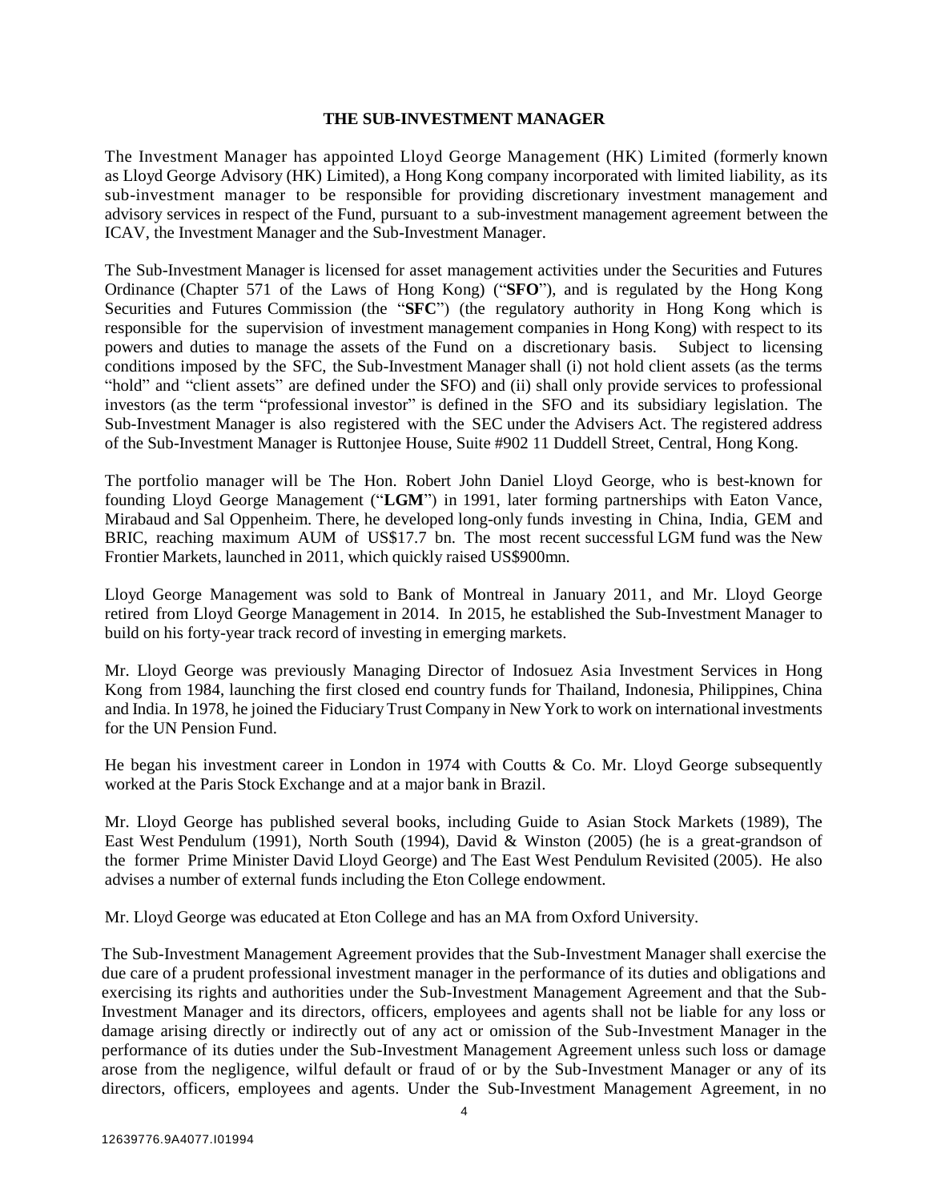## THE SUB-INVESTMENT MANAGER

The Investment Manager has appointed Lloyd George Management (HK) Limited (formerly known as Lloyd George Advisory (HK) Limited), a Hong Kong company incorporated with limited liability, as its sub-investment manager to be responsible for providing discretionary investment management and advisory services in respect of the Fund, pursuant to a sub-investment management agreement between the ICAV, the Investment Manager and the Sub-Investment Manager.

The Sub-Investment Manager is licensed for asset management activities under the Securities and Futures Ordinance (Chapter 571 of the Laws of Hong Kong) ("**SFO**"), and is regulated by the Hong Kong Securities and Futures Commission (the "**SFC**") (the regulatory authority in Hong Kong which is responsible for the supervision of investment management companies in Hong Kong) with respect to its powers and duties to manage the assets of the Fund on a discretionary basis. Subject to licensing conditions imposed by the SFC, the Sub-Investment Manager shall (i) not hold client assets (as the terms "hold" and "client assets" are defined under the SFO) and (ii) shall only provide services to professional investors (as the term "professional investor" is defined in the SFO and its subsidiary legislation. The Sub-Investment Manager is also registered with the SEC under the Advisers Act. The registered address of the Sub-Investment Manager is Ruttonjee House, Suite #902 11 Duddell Street, Central, Hong Kong.

The portfolio manager will be The Hon. Robert John Daniel Lloyd George, who is best-known for founding Lloyd George Management ("**LGM**") in 1991, later forming partnerships with Eaton Vance, Mirabaud and Sal Oppenheim. There, he developed long-only funds investing in China, India, GEM and BRIC, reaching maximum AUM of US$17.7 bn. The most recent successful LGM fund was the New Frontier Markets, launched in 2011, which quickly raised US$900mn.

Lloyd George Management was sold to Bank of Montreal in January 2011, and Mr. Lloyd George retired from Lloyd George Management in 2014. In 2015, he established the Sub-Investment Manager to build on his forty-year track record of investing in emerging markets.

Mr. Lloyd George was previously Managing Director of Indosuez Asia Investment Services in Hong Kong from 1984, launching the first closed end country funds for Thailand, Indonesia, Philippines, China and India. In 1978, he joined the Fiduciary Trust Company in New York to work on international investments for the UN Pension Fund.

He began his investment career in London in 1974 with Coutts & Co. Mr. Lloyd George subsequently worked at the Paris Stock Exchange and at a major bank in Brazil.

Mr. Lloyd George has published several books, including Guide to Asian Stock Markets (1989), The East West Pendulum (1991), North South (1994), David & Winston (2005) (he is a great-grandson of the former Prime Minister David Lloyd George) and The East West Pendulum Revisited (2005). He also advises a number of external funds including the Eton College endowment.

Mr. Lloyd George was educated at Eton College and has an MA from Oxford University.

The Sub-Investment Management Agreement provides that the Sub-Investment Manager shall exercise the due care of a prudent professional investment manager in the performance of its duties and obligations and exercising its rights and authorities under the Sub-Investment Management Agreement and that the Sub-Investment Manager and its directors, officers, employees and agents shall not be liable for any loss or damage arising directly or indirectly out of any act or omission of the Sub-Investment Manager in the performance of its duties under the Sub-Investment Management Agreement unless such loss or damage arose from the negligence, wilful default or fraud of or by the Sub-Investment Manager or any of its directors, officers, employees and agents. Under the Sub-Investment Management Agreement, in no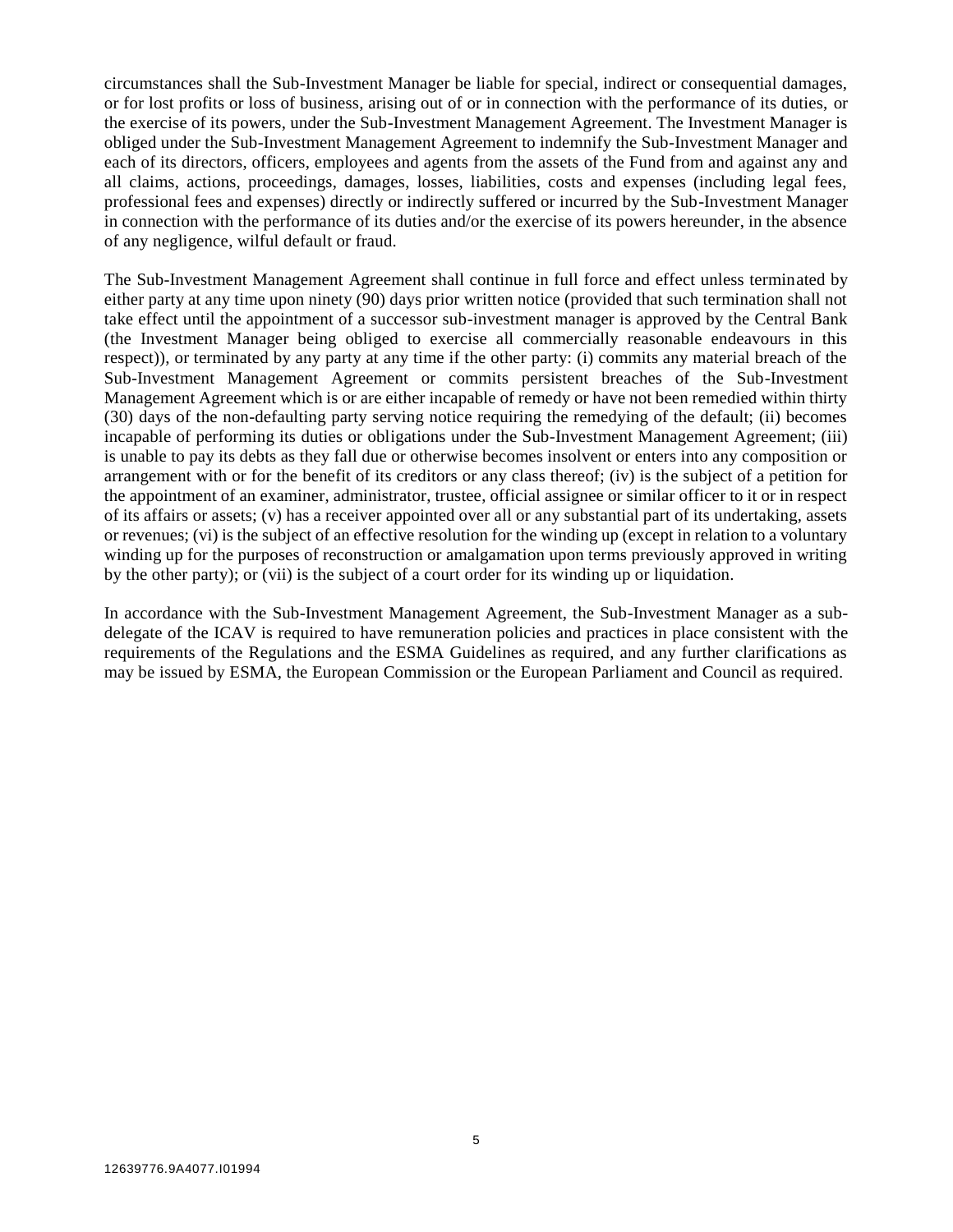circumstances shall the Sub-Investment Manager be liable for special, indirect or consequential damages, or for lost profits or loss of business, arising out of or in connection with the performance of its duties, or the exercise of its powers, under the Sub-Investment Management Agreement. The Investment Manager is obliged under the Sub-Investment Management Agreement to indemnify the Sub-Investment Manager and each of its directors, officers, employees and agents from the assets of the Fund from and against any and all claims, actions, proceedings, damages, losses, liabilities, costs and expenses (including legal fees, professional fees and expenses) directly or indirectly suffered or incurred by the Sub-Investment Manager in connection with the performance of its duties and/or the exercise of its powers hereunder, in the absence of any negligence, wilful default or fraud.

The Sub-Investment Management Agreement shall continue in full force and effect unless terminated by either party at any time upon ninety (90) days prior written notice (provided that such termination shall not take effect until the appointment of a successor sub-investment manager is approved by the Central Bank (the Investment Manager being obliged to exercise all commercially reasonable endeavours in this respect)), or terminated by any party at any time if the other party: (i) commits any material breach of the Sub-Investment Management Agreement or commits persistent breaches of the Sub-Investment Management Agreement which is or are either incapable of remedy or have not been remedied within thirty (30) days of the non-defaulting party serving notice requiring the remedying of the default; (ii) becomes incapable of performing its duties or obligations under the Sub-Investment Management Agreement; (iii) is unable to pay its debts as they fall due or otherwise becomes insolvent or enters into any composition or arrangement with or for the benefit of its creditors or any class thereof; (iv) is the subject of a petition for the appointment of an examiner, administrator, trustee, official assignee or similar officer to it or in respect of its affairs or assets; (v) has a receiver appointed over all or any substantial part of its undertaking, assets or revenues; (vi) is the subject of an effective resolution for the winding up (except in relation to a voluntary winding up for the purposes of reconstruction or amalgamation upon terms previously approved in writing by the other party); or (vii) is the subject of a court order for its winding up or liquidation.

In accordance with the Sub-Investment Management Agreement, the Sub-Investment Manager as a sub-delegate of the ICAV is required to have remuneration policies and practices in place consistent with the requirements of the Regulations and the ESMA Guidelines as required, and any further clarifications as may be issued by ESMA, the European Commission or the European Parliament and Council as required.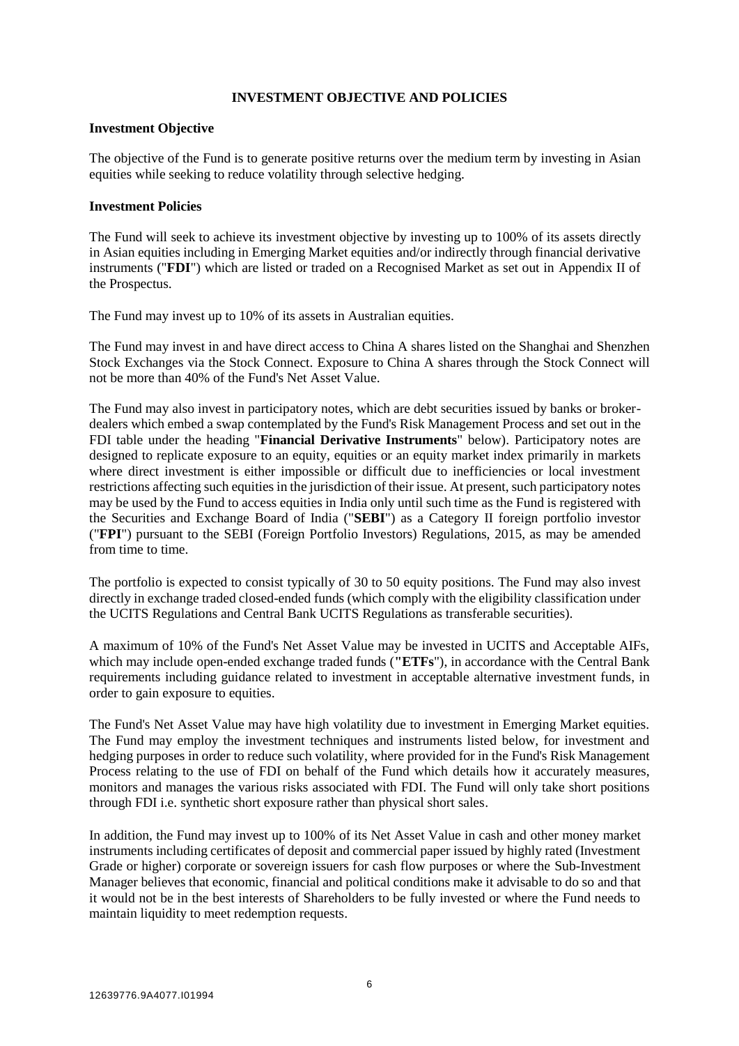## INVESTMENT OBJECTIVE AND POLICIES

### Investment Objective

The objective of the Fund is to generate positive returns over the medium term by investing in Asian equities while seeking to reduce volatility through selective hedging.

### Investment Policies

The Fund will seek to achieve its investment objective by investing up to 100% of its assets directly in Asian equities including in Emerging Market equities and/or indirectly through financial derivative instruments ("**FDI**") which are listed or traded on a Recognised Market as set out in Appendix II of the Prospectus.

The Fund may invest up to 10% of its assets in Australian equities.

The Fund may invest in and have direct access to China A shares listed on the Shanghai and Shenzhen Stock Exchanges via the Stock Connect. Exposure to China A shares through the Stock Connect will not be more than 40% of the Fund's Net Asset Value.

The Fund may also invest in participatory notes, which are debt securities issued by banks or broker-dealers which embed a swap contemplated by the Fund's Risk Management Process and set out in the FDI table under the heading "**Financial Derivative Instruments**" below). Participatory notes are designed to replicate exposure to an equity, equities or an equity market index primarily in markets where direct investment is either impossible or difficult due to inefficiencies or local investment restrictions affecting such equities in the jurisdiction of their issue. At present, such participatory notes may be used by the Fund to access equities in India only until such time as the Fund is registered with the Securities and Exchange Board of India ("**SEBI**") as a Category II foreign portfolio investor ("**FPI**") pursuant to the SEBI (Foreign Portfolio Investors) Regulations, 2015, as may be amended from time to time.

The portfolio is expected to consist typically of 30 to 50 equity positions. The Fund may also invest directly in exchange traded closed-ended funds (which comply with the eligibility classification under the UCITS Regulations and Central Bank UCITS Regulations as transferable securities).

A maximum of 10% of the Fund's Net Asset Value may be invested in UCITS and Acceptable AIFs, which may include open-ended exchange traded funds (**"ETFs**"), in accordance with the Central Bank requirements including guidance related to investment in acceptable alternative investment funds, in order to gain exposure to equities.

The Fund's Net Asset Value may have high volatility due to investment in Emerging Market equities. The Fund may employ the investment techniques and instruments listed below, for investment and hedging purposes in order to reduce such volatility, where provided for in the Fund's Risk Management Process relating to the use of FDI on behalf of the Fund which details how it accurately measures, monitors and manages the various risks associated with FDI. The Fund will only take short positions through FDI i.e. synthetic short exposure rather than physical short sales.

In addition, the Fund may invest up to 100% of its Net Asset Value in cash and other money market instruments including certificates of deposit and commercial paper issued by highly rated (Investment Grade or higher) corporate or sovereign issuers for cash flow purposes or where the Sub-Investment Manager believes that economic, financial and political conditions make it advisable to do so and that it would not be in the best interests of Shareholders to be fully invested or where the Fund needs to maintain liquidity to meet redemption requests.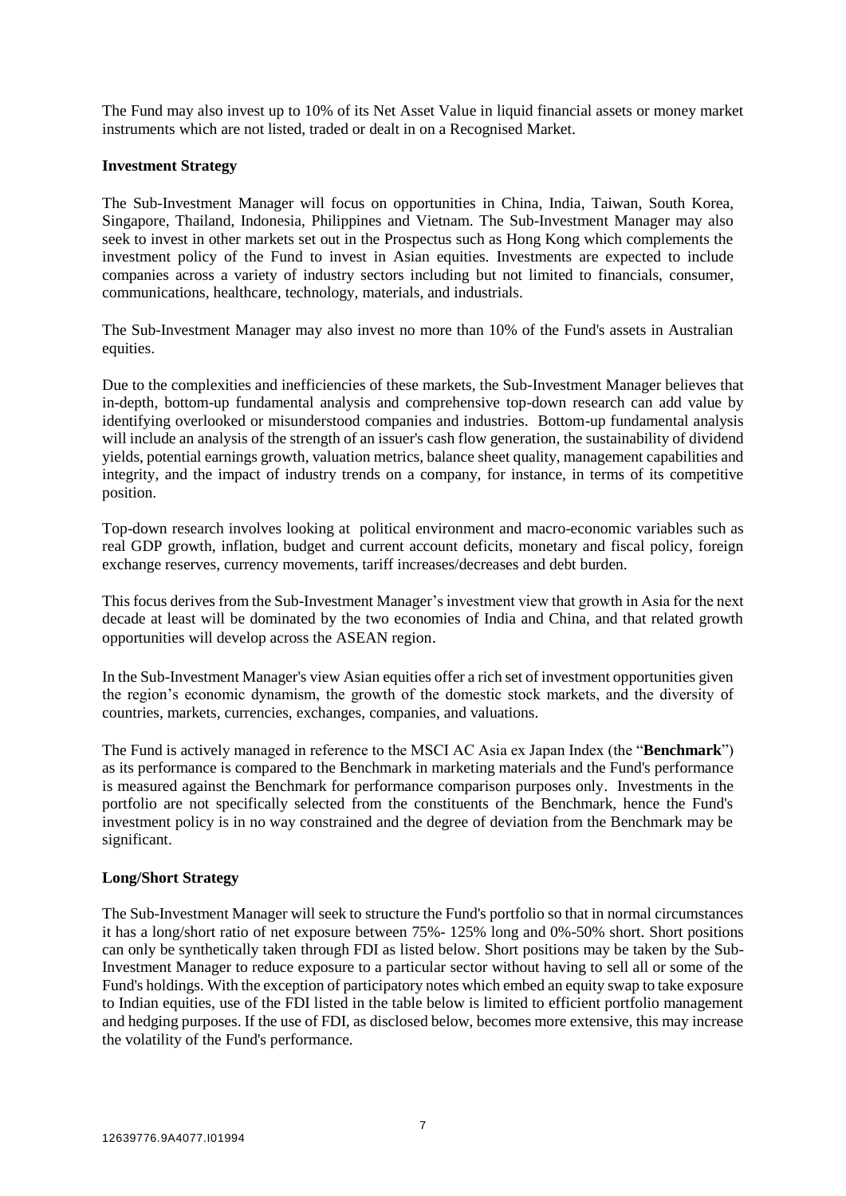The Fund may also invest up to 10% of its Net Asset Value in liquid financial assets or money market instruments which are not listed, traded or dealt in on a Recognised Market.

**Investment Strategy**

The Sub-Investment Manager will focus on opportunities in China, India, Taiwan, South Korea, Singapore, Thailand, Indonesia, Philippines and Vietnam. The Sub-Investment Manager may also seek to invest in other markets set out in the Prospectus such as Hong Kong which complements the investment policy of the Fund to invest in Asian equities. Investments are expected to include companies across a variety of industry sectors including but not limited to financials, consumer, communications, healthcare, technology, materials, and industrials.

The Sub-Investment Manager may also invest no more than 10% of the Fund's assets in Australian equities.

Due to the complexities and inefficiencies of these markets, the Sub-Investment Manager believes that in-depth, bottom-up fundamental analysis and comprehensive top-down research can add value by identifying overlooked or misunderstood companies and industries. Bottom-up fundamental analysis will include an analysis of the strength of an issuer's cash flow generation, the sustainability of dividend yields, potential earnings growth, valuation metrics, balance sheet quality, management capabilities and integrity, and the impact of industry trends on a company, for instance, in terms of its competitive position.

Top-down research involves looking at political environment and macro-economic variables such as real GDP growth, inflation, budget and current account deficits, monetary and fiscal policy, foreign exchange reserves, currency movements, tariff increases/decreases and debt burden.

This focus derives from the Sub-Investment Manager's investment view that growth in Asia for the next decade at least will be dominated by the two economies of India and China, and that related growth opportunities will develop across the ASEAN region.

In the Sub-Investment Manager's view Asian equities offer a rich set of investment opportunities given the region's economic dynamism, the growth of the domestic stock markets, and the diversity of countries, markets, currencies, exchanges, companies, and valuations.

The Fund is actively managed in reference to the MSCI AC Asia ex Japan Index (the "**Benchmark**") as its performance is compared to the Benchmark in marketing materials and the Fund's performance is measured against the Benchmark for performance comparison purposes only. Investments in the portfolio are not specifically selected from the constituents of the Benchmark, hence the Fund's investment policy is in no way constrained and the degree of deviation from the Benchmark may be significant.

**Long/Short Strategy**

The Sub-Investment Manager will seek to structure the Fund's portfolio so that in normal circumstances it has a long/short ratio of net exposure between 75%- 125% long and 0%-50% short. Short positions can only be synthetically taken through FDI as listed below. Short positions may be taken by the Sub-Investment Manager to reduce exposure to a particular sector without having to sell all or some of the Fund's holdings. With the exception of participatory notes which embed an equity swap to take exposure to Indian equities, use of the FDI listed in the table below is limited to efficient portfolio management and hedging purposes. If the use of FDI, as disclosed below, becomes more extensive, this may increase the volatility of the Fund's performance.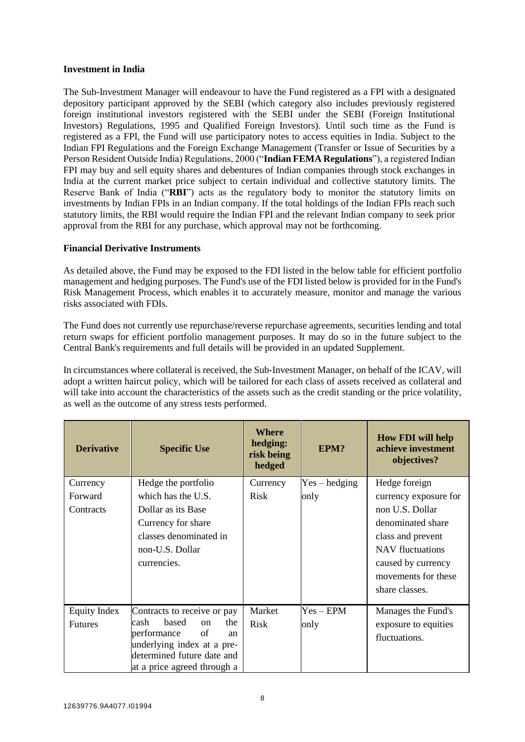**Investment in India**

The Sub-Investment Manager will endeavour to have the Fund registered as a FPI with a designated depository participant approved by the SEBI (which category also includes previously registered foreign institutional investors registered with the SEBI under the SEBI (Foreign Institutional Investors) Regulations, 1995 and Qualified Foreign Investors). Until such time as the Fund is registered as a FPI, the Fund will use participatory notes to access equities in India. Subject to the Indian FPI Regulations and the Foreign Exchange Management (Transfer or Issue of Securities by a Person Resident Outside India) Regulations, 2000 ("**Indian FEMA Regulations**"), a registered Indian FPI may buy and sell equity shares and debentures of Indian companies through stock exchanges in India at the current market price subject to certain individual and collective statutory limits. The Reserve Bank of India ("**RBI**") acts as the regulatory body to monitor the statutory limits on investments by Indian FPIs in an Indian company. If the total holdings of the Indian FPIs reach such statutory limits, the RBI would require the Indian FPI and the relevant Indian company to seek prior approval from the RBI for any purchase, which approval may not be forthcoming.

**Financial Derivative Instruments**

As detailed above, the Fund may be exposed to the FDI listed in the below table for efficient portfolio management and hedging purposes. The Fund's use of the FDI listed below is provided for in the Fund's Risk Management Process, which enables it to accurately measure, monitor and manage the various risks associated with FDIs.

The Fund does not currently use repurchase/reverse repurchase agreements, securities lending and total return swaps for efficient portfolio management purposes. It may do so in the future subject to the Central Bank's requirements and full details will be provided in an updated Supplement.

In circumstances where collateral is received, the Sub-Investment Manager, on behalf of the ICAV, will adopt a written haircut policy, which will be tailored for each class of assets received as collateral and will take into account the characteristics of the assets such as the credit standing or the price volatility, as well as the outcome of any stress tests performed.

| Derivative | Specific Use | Where hedging: risk being hedged | EPM? | How FDI will help achieve investment objectives? |
|---|---|---|---|---|
| Currency Forward Contracts | Hedge the portfolio which has the U.S. Dollar as its Base Currency for share classes denominated in non-U.S. Dollar currencies. | Currency Risk | Yes – hedging only | Hedge foreign currency exposure for non U.S. Dollar denominated share class and prevent NAV fluctuations caused by currency movements for these share classes. |
| Equity Index Futures | Contracts to receive or pay cash based on the performance of an underlying index at a pre-determined future date and at a price agreed through a | Market Risk | Yes – EPM only | Manages the Fund's exposure to equities fluctuations. |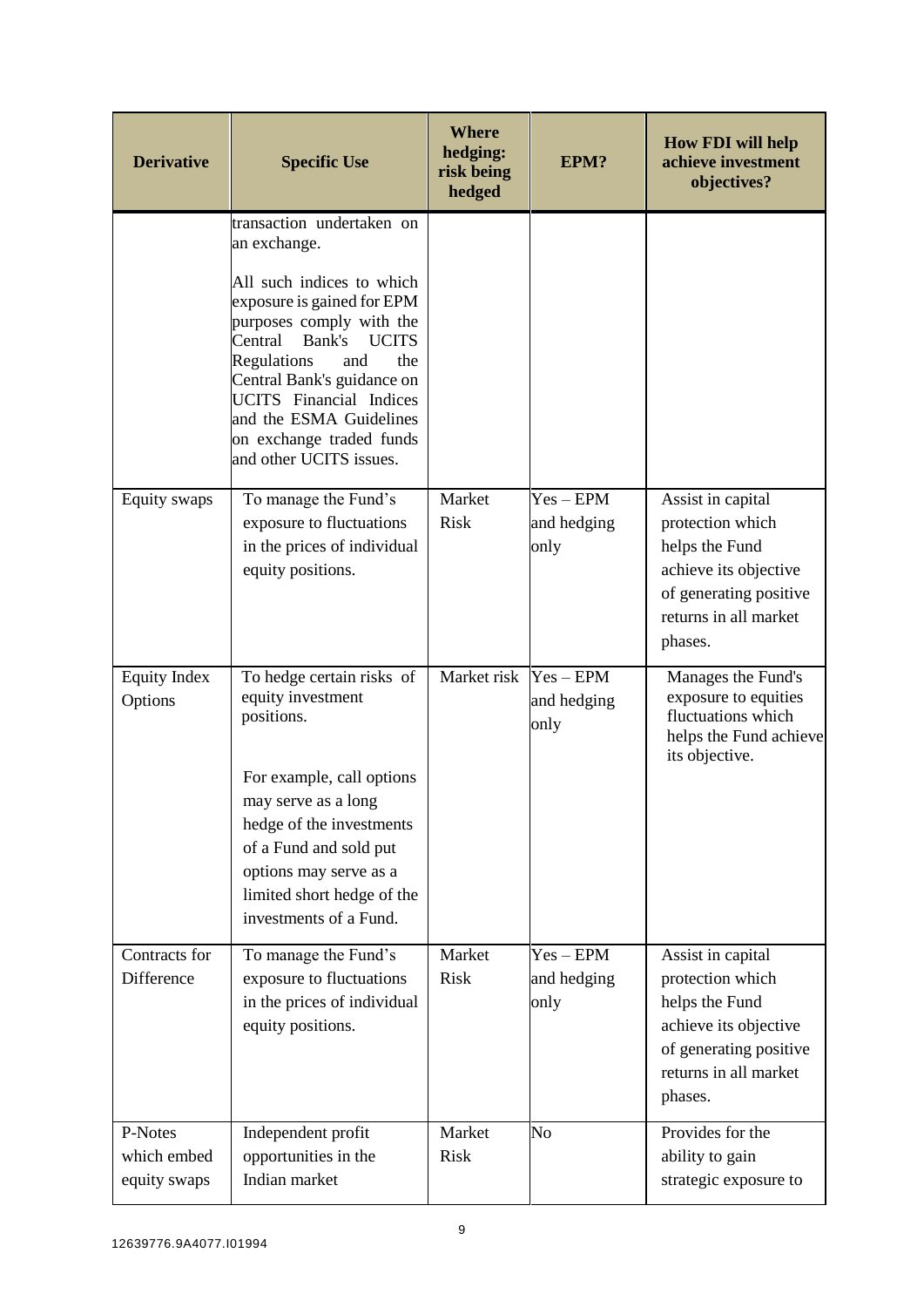| Derivative | Specific Use | Where hedging: risk being hedged | EPM? | How FDI will help achieve investment objectives? |
|---|---|---|---|---|
| | transaction undertaken on an exchange.<br><br>All such indices to which exposure is gained for EPM purposes comply with the Central Bank's UCITS Regulations and the Central Bank's guidance on UCITS Financial Indices and the ESMA Guidelines on exchange traded funds and other UCITS issues. | | | |
| Equity swaps | To manage the Fund's exposure to fluctuations in the prices of individual equity positions. | Market Risk | Yes – EPM and hedging only | Assist in capital protection which helps the Fund achieve its objective of generating positive returns in all market phases. |
| Equity Index Options | To hedge certain risks of equity investment positions.<br><br>For example, call options may serve as a long hedge of the investments of a Fund and sold put options may serve as a limited short hedge of the investments of a Fund. | Market risk | Yes – EPM and hedging only | Manages the Fund's exposure to equities fluctuations which helps the Fund achieve its objective. |
| Contracts for Difference | To manage the Fund's exposure to fluctuations in the prices of individual equity positions. | Market Risk | Yes – EPM and hedging only | Assist in capital protection which helps the Fund achieve its objective of generating positive returns in all market phases. |
| P-Notes which embed equity swaps | Independent profit opportunities in the Indian market | Market Risk | No | Provides for the ability to gain strategic exposure to |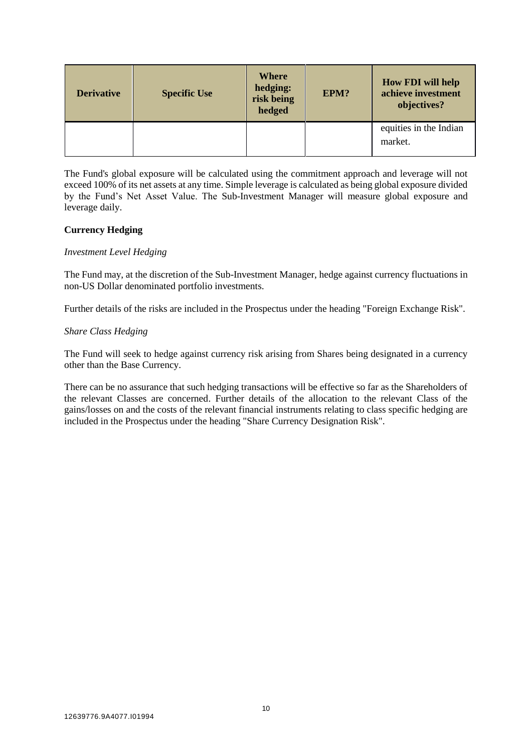| Derivative | Specific Use | Where hedging: risk being hedged | EPM? | How FDI will help achieve investment objectives? |
|---|---|---|---|---|
| | | | | equities in the Indian market. |

The Fund's global exposure will be calculated using the commitment approach and leverage will not exceed 100% of its net assets at any time. Simple leverage is calculated as being global exposure divided by the Fund's Net Asset Value. The Sub-Investment Manager will measure global exposure and leverage daily.

**Currency Hedging**

*Investment Level Hedging*

The Fund may, at the discretion of the Sub-Investment Manager, hedge against currency fluctuations in non-US Dollar denominated portfolio investments.

Further details of the risks are included in the Prospectus under the heading "Foreign Exchange Risk".

*Share Class Hedging*

The Fund will seek to hedge against currency risk arising from Shares being designated in a currency other than the Base Currency.

There can be no assurance that such hedging transactions will be effective so far as the Shareholders of the relevant Classes are concerned. Further details of the allocation to the relevant Class of the gains/losses on and the costs of the relevant financial instruments relating to class specific hedging are included in the Prospectus under the heading "Share Currency Designation Risk".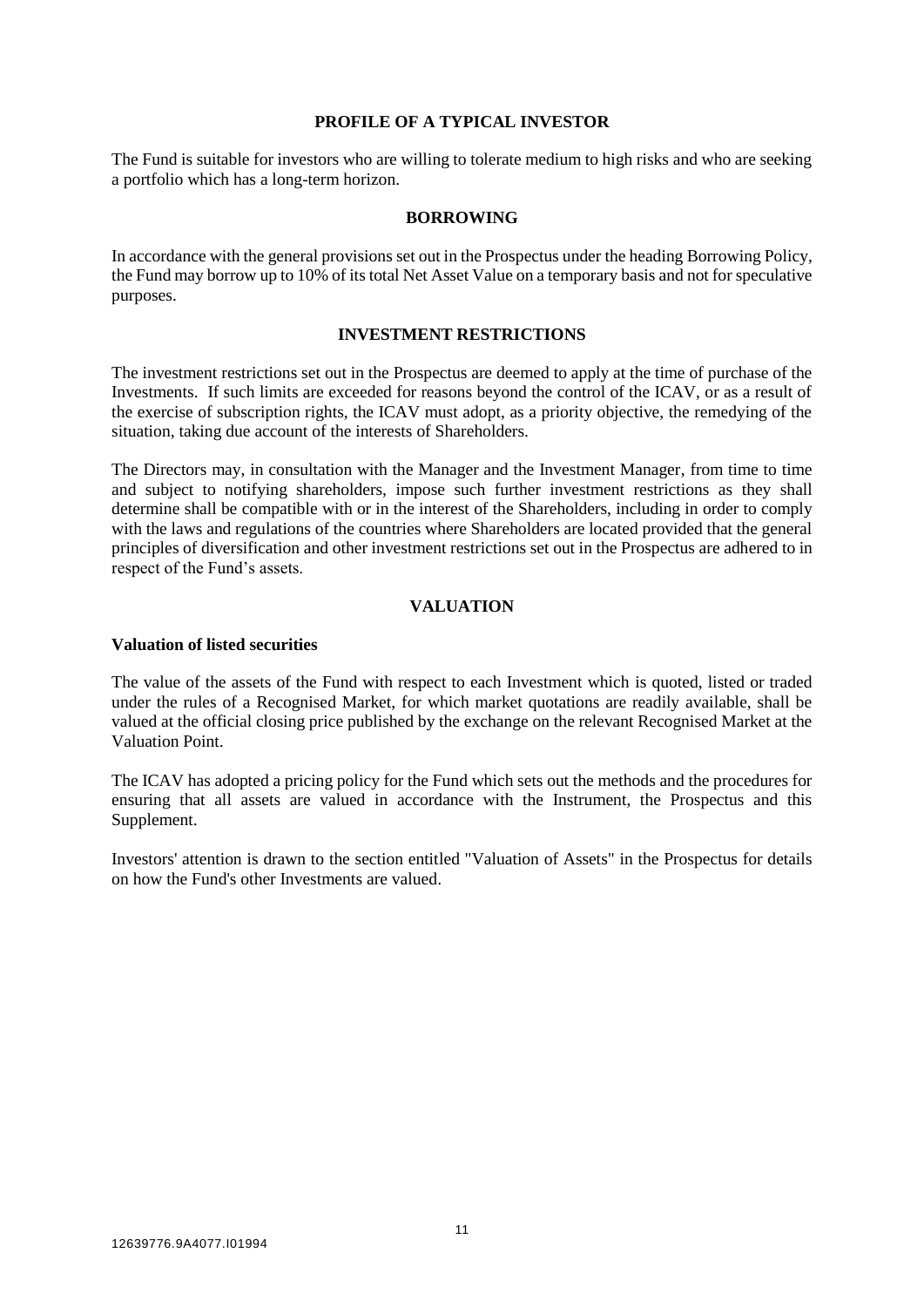## PROFILE OF A TYPICAL INVESTOR

The Fund is suitable for investors who are willing to tolerate medium to high risks and who are seeking a portfolio which has a long-term horizon.

## BORROWING

In accordance with the general provisions set out in the Prospectus under the heading Borrowing Policy, the Fund may borrow up to 10% of its total Net Asset Value on a temporary basis and not for speculative purposes.

## INVESTMENT RESTRICTIONS

The investment restrictions set out in the Prospectus are deemed to apply at the time of purchase of the Investments. If such limits are exceeded for reasons beyond the control of the ICAV, or as a result of the exercise of subscription rights, the ICAV must adopt, as a priority objective, the remedying of the situation, taking due account of the interests of Shareholders.

The Directors may, in consultation with the Manager and the Investment Manager, from time to time and subject to notifying shareholders, impose such further investment restrictions as they shall determine shall be compatible with or in the interest of the Shareholders, including in order to comply with the laws and regulations of the countries where Shareholders are located provided that the general principles of diversification and other investment restrictions set out in the Prospectus are adhered to in respect of the Fund's assets.

## VALUATION

**Valuation of listed securities**

The value of the assets of the Fund with respect to each Investment which is quoted, listed or traded under the rules of a Recognised Market, for which market quotations are readily available, shall be valued at the official closing price published by the exchange on the relevant Recognised Market at the Valuation Point.

The ICAV has adopted a pricing policy for the Fund which sets out the methods and the procedures for ensuring that all assets are valued in accordance with the Instrument, the Prospectus and this Supplement.

Investors' attention is drawn to the section entitled "Valuation of Assets" in the Prospectus for details on how the Fund's other Investments are valued.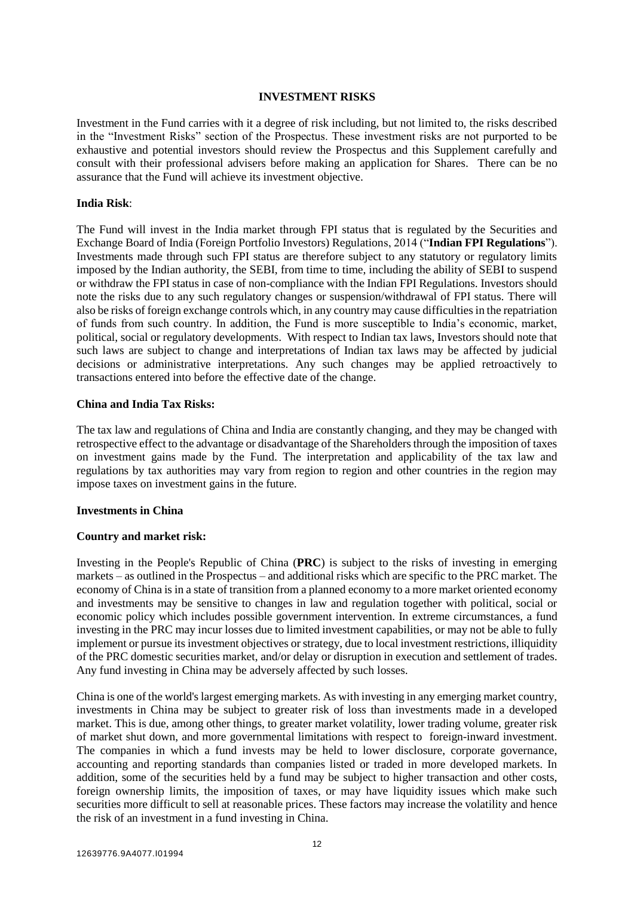## INVESTMENT RISKS

Investment in the Fund carries with it a degree of risk including, but not limited to, the risks described in the "Investment Risks" section of the Prospectus. These investment risks are not purported to be exhaustive and potential investors should review the Prospectus and this Supplement carefully and consult with their professional advisers before making an application for Shares. There can be no assurance that the Fund will achieve its investment objective.

**India Risk**:

The Fund will invest in the India market through FPI status that is regulated by the Securities and Exchange Board of India (Foreign Portfolio Investors) Regulations, 2014 ("**Indian FPI Regulations**"). Investments made through such FPI status are therefore subject to any statutory or regulatory limits imposed by the Indian authority, the SEBI, from time to time, including the ability of SEBI to suspend or withdraw the FPI status in case of non-compliance with the Indian FPI Regulations. Investors should note the risks due to any such regulatory changes or suspension/withdrawal of FPI status. There will also be risks of foreign exchange controls which, in any country may cause difficulties in the repatriation of funds from such country. In addition, the Fund is more susceptible to India's economic, market, political, social or regulatory developments. With respect to Indian tax laws, Investors should note that such laws are subject to change and interpretations of Indian tax laws may be affected by judicial decisions or administrative interpretations. Any such changes may be applied retroactively to transactions entered into before the effective date of the change.

**China and India Tax Risks:**

The tax law and regulations of China and India are constantly changing, and they may be changed with retrospective effect to the advantage or disadvantage of the Shareholders through the imposition of taxes on investment gains made by the Fund. The interpretation and applicability of the tax law and regulations by tax authorities may vary from region to region and other countries in the region may impose taxes on investment gains in the future.

**Investments in China**

**Country and market risk:**

Investing in the People's Republic of China (**PRC**) is subject to the risks of investing in emerging markets – as outlined in the Prospectus – and additional risks which are specific to the PRC market. The economy of China is in a state of transition from a planned economy to a more market oriented economy and investments may be sensitive to changes in law and regulation together with political, social or economic policy which includes possible government intervention. In extreme circumstances, a fund investing in the PRC may incur losses due to limited investment capabilities, or may not be able to fully implement or pursue its investment objectives or strategy, due to local investment restrictions, illiquidity of the PRC domestic securities market, and/or delay or disruption in execution and settlement of trades. Any fund investing in China may be adversely affected by such losses.

China is one of the world's largest emerging markets. As with investing in any emerging market country, investments in China may be subject to greater risk of loss than investments made in a developed market. This is due, among other things, to greater market volatility, lower trading volume, greater risk of market shut down, and more governmental limitations with respect to foreign-inward investment. The companies in which a fund invests may be held to lower disclosure, corporate governance, accounting and reporting standards than companies listed or traded in more developed markets. In addition, some of the securities held by a fund may be subject to higher transaction and other costs, foreign ownership limits, the imposition of taxes, or may have liquidity issues which make such securities more difficult to sell at reasonable prices. These factors may increase the volatility and hence the risk of an investment in a fund investing in China.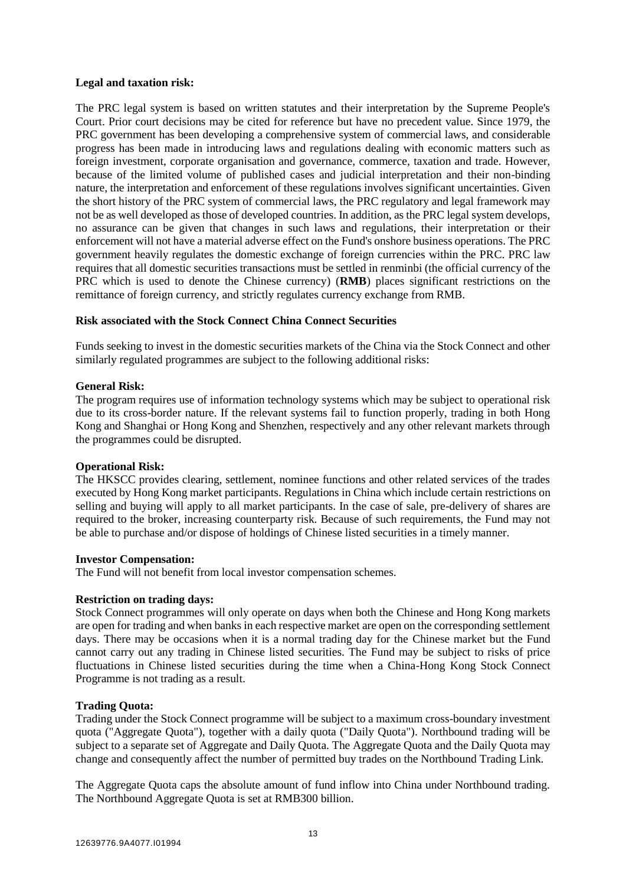**Legal and taxation risk:**

The PRC legal system is based on written statutes and their interpretation by the Supreme People's Court. Prior court decisions may be cited for reference but have no precedent value. Since 1979, the PRC government has been developing a comprehensive system of commercial laws, and considerable progress has been made in introducing laws and regulations dealing with economic matters such as foreign investment, corporate organisation and governance, commerce, taxation and trade. However, because of the limited volume of published cases and judicial interpretation and their non-binding nature, the interpretation and enforcement of these regulations involves significant uncertainties. Given the short history of the PRC system of commercial laws, the PRC regulatory and legal framework may not be as well developed as those of developed countries. In addition, as the PRC legal system develops, no assurance can be given that changes in such laws and regulations, their interpretation or their enforcement will not have a material adverse effect on the Fund's onshore business operations. The PRC government heavily regulates the domestic exchange of foreign currencies within the PRC. PRC law requires that all domestic securities transactions must be settled in renminbi (the official currency of the PRC which is used to denote the Chinese currency) (**RMB**) places significant restrictions on the remittance of foreign currency, and strictly regulates currency exchange from RMB.

**Risk associated with the Stock Connect China Connect Securities**

Funds seeking to invest in the domestic securities markets of the China via the Stock Connect and other similarly regulated programmes are subject to the following additional risks:

**General Risk:**
The program requires use of information technology systems which may be subject to operational risk due to its cross-border nature. If the relevant systems fail to function properly, trading in both Hong Kong and Shanghai or Hong Kong and Shenzhen, respectively and any other relevant markets through the programmes could be disrupted.

**Operational Risk:**
The HKSCC provides clearing, settlement, nominee functions and other related services of the trades executed by Hong Kong market participants. Regulations in China which include certain restrictions on selling and buying will apply to all market participants. In the case of sale, pre-delivery of shares are required to the broker, increasing counterparty risk. Because of such requirements, the Fund may not be able to purchase and/or dispose of holdings of Chinese listed securities in a timely manner.

**Investor Compensation:**
The Fund will not benefit from local investor compensation schemes.

**Restriction on trading days:**
Stock Connect programmes will only operate on days when both the Chinese and Hong Kong markets are open for trading and when banks in each respective market are open on the corresponding settlement days. There may be occasions when it is a normal trading day for the Chinese market but the Fund cannot carry out any trading in Chinese listed securities. The Fund may be subject to risks of price fluctuations in Chinese listed securities during the time when a China-Hong Kong Stock Connect Programme is not trading as a result.

**Trading Quota:**
Trading under the Stock Connect programme will be subject to a maximum cross-boundary investment quota ("Aggregate Quota"), together with a daily quota ("Daily Quota"). Northbound trading will be subject to a separate set of Aggregate and Daily Quota. The Aggregate Quota and the Daily Quota may change and consequently affect the number of permitted buy trades on the Northbound Trading Link.

The Aggregate Quota caps the absolute amount of fund inflow into China under Northbound trading. The Northbound Aggregate Quota is set at RMB300 billion.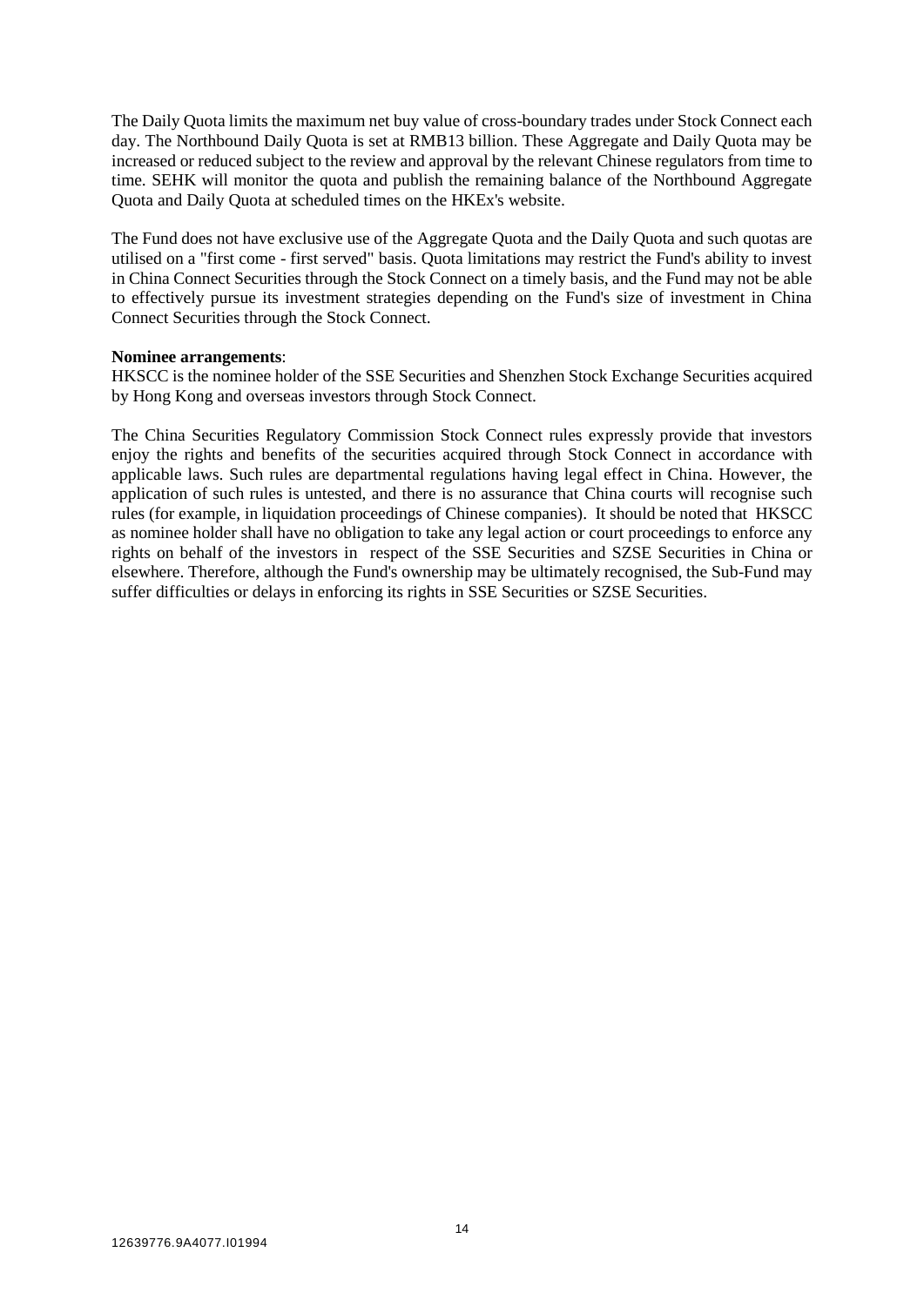The Daily Quota limits the maximum net buy value of cross-boundary trades under Stock Connect each day. The Northbound Daily Quota is set at RMB13 billion. These Aggregate and Daily Quota may be increased or reduced subject to the review and approval by the relevant Chinese regulators from time to time. SEHK will monitor the quota and publish the remaining balance of the Northbound Aggregate Quota and Daily Quota at scheduled times on the HKEx's website.

The Fund does not have exclusive use of the Aggregate Quota and the Daily Quota and such quotas are utilised on a "first come - first served" basis. Quota limitations may restrict the Fund's ability to invest in China Connect Securities through the Stock Connect on a timely basis, and the Fund may not be able to effectively pursue its investment strategies depending on the Fund's size of investment in China Connect Securities through the Stock Connect.

**Nominee arrangements**:
HKSCC is the nominee holder of the SSE Securities and Shenzhen Stock Exchange Securities acquired by Hong Kong and overseas investors through Stock Connect.

The China Securities Regulatory Commission Stock Connect rules expressly provide that investors enjoy the rights and benefits of the securities acquired through Stock Connect in accordance with applicable laws. Such rules are departmental regulations having legal effect in China. However, the application of such rules is untested, and there is no assurance that China courts will recognise such rules (for example, in liquidation proceedings of Chinese companies). It should be noted that HKSCC as nominee holder shall have no obligation to take any legal action or court proceedings to enforce any rights on behalf of the investors in respect of the SSE Securities and SZSE Securities in China or elsewhere. Therefore, although the Fund's ownership may be ultimately recognised, the Sub-Fund may suffer difficulties or delays in enforcing its rights in SSE Securities or SZSE Securities.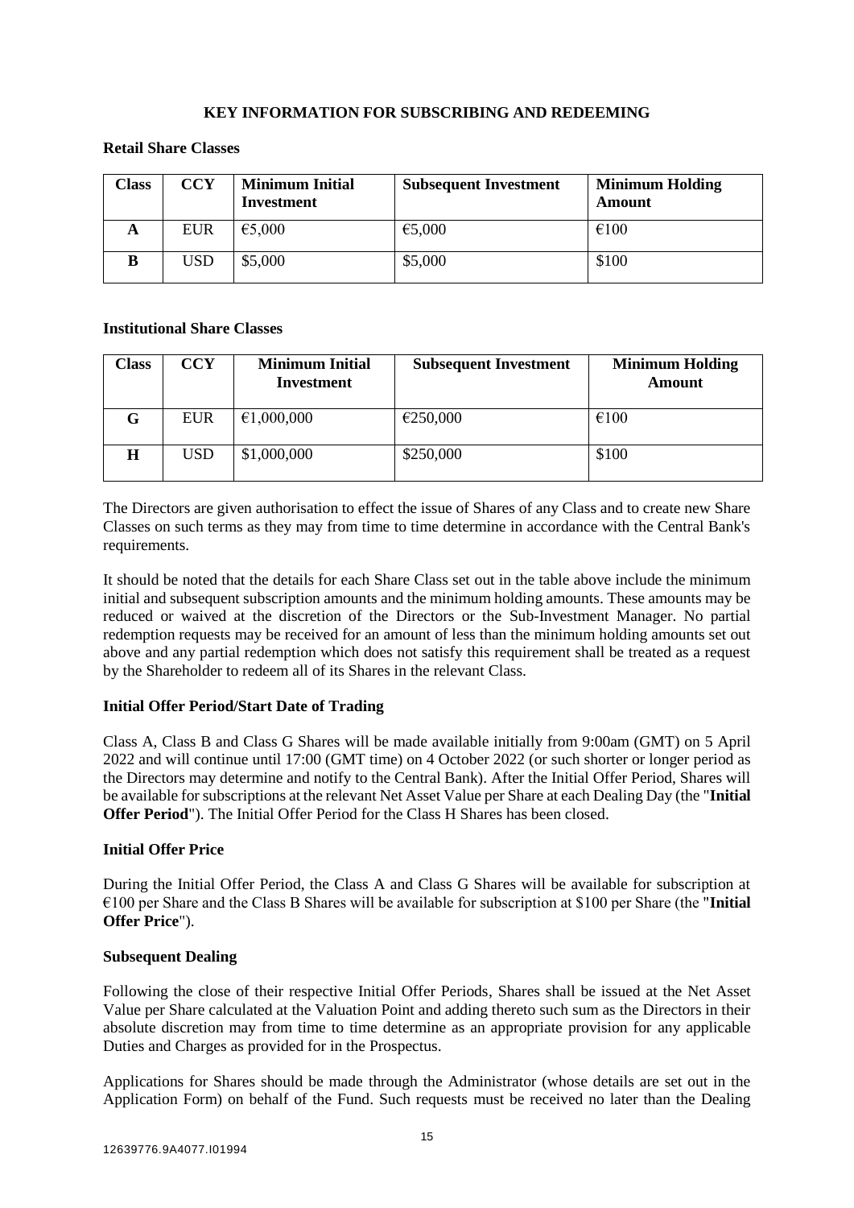## KEY INFORMATION FOR SUBSCRIBING AND REDEEMING

**Retail Share Classes**

| Class | CCY | Minimum Initial Investment | Subsequent Investment | Minimum Holding Amount |
|---|---|---|---|---|
| A | EUR | €5,000 | €5,000 | €100 |
| B | USD | $5,000 | $5,000 | $100 |

**Institutional Share Classes**

| Class | CCY | Minimum Initial Investment | Subsequent Investment | Minimum Holding Amount |
|---|---|---|---|---|
| G | EUR | €1,000,000 | €250,000 | €100 |
| H | USD | $1,000,000 | $250,000 | $100 |

The Directors are given authorisation to effect the issue of Shares of any Class and to create new Share Classes on such terms as they may from time to time determine in accordance with the Central Bank's requirements.

It should be noted that the details for each Share Class set out in the table above include the minimum initial and subsequent subscription amounts and the minimum holding amounts. These amounts may be reduced or waived at the discretion of the Directors or the Sub-Investment Manager. No partial redemption requests may be received for an amount of less than the minimum holding amounts set out above and any partial redemption which does not satisfy this requirement shall be treated as a request by the Shareholder to redeem all of its Shares in the relevant Class.

**Initial Offer Period/Start Date of Trading**

Class A, Class B and Class G Shares will be made available initially from 9:00am (GMT) on 5 April 2022 and will continue until 17:00 (GMT time) on 4 October 2022 (or such shorter or longer period as the Directors may determine and notify to the Central Bank). After the Initial Offer Period, Shares will be available for subscriptions at the relevant Net Asset Value per Share at each Dealing Day (the "**Initial Offer Period**"). The Initial Offer Period for the Class H Shares has been closed.

**Initial Offer Price**

During the Initial Offer Period, the Class A and Class G Shares will be available for subscription at €100 per Share and the Class B Shares will be available for subscription at $100 per Share (the "**Initial Offer Price**").

**Subsequent Dealing**

Following the close of their respective Initial Offer Periods, Shares shall be issued at the Net Asset Value per Share calculated at the Valuation Point and adding thereto such sum as the Directors in their absolute discretion may from time to time determine as an appropriate provision for any applicable Duties and Charges as provided for in the Prospectus.

Applications for Shares should be made through the Administrator (whose details are set out in the Application Form) on behalf of the Fund. Such requests must be received no later than the Dealing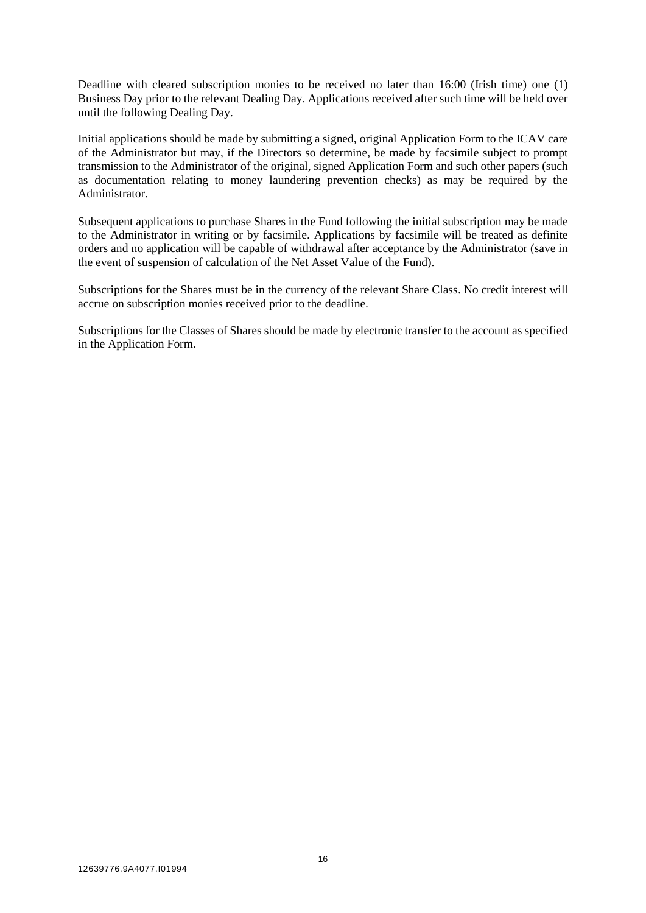Deadline with cleared subscription monies to be received no later than 16:00 (Irish time) one (1) Business Day prior to the relevant Dealing Day. Applications received after such time will be held over until the following Dealing Day.

Initial applications should be made by submitting a signed, original Application Form to the ICAV care of the Administrator but may, if the Directors so determine, be made by facsimile subject to prompt transmission to the Administrator of the original, signed Application Form and such other papers (such as documentation relating to money laundering prevention checks) as may be required by the Administrator.

Subsequent applications to purchase Shares in the Fund following the initial subscription may be made to the Administrator in writing or by facsimile. Applications by facsimile will be treated as definite orders and no application will be capable of withdrawal after acceptance by the Administrator (save in the event of suspension of calculation of the Net Asset Value of the Fund).

Subscriptions for the Shares must be in the currency of the relevant Share Class. No credit interest will accrue on subscription monies received prior to the deadline.

Subscriptions for the Classes of Shares should be made by electronic transfer to the account as specified in the Application Form.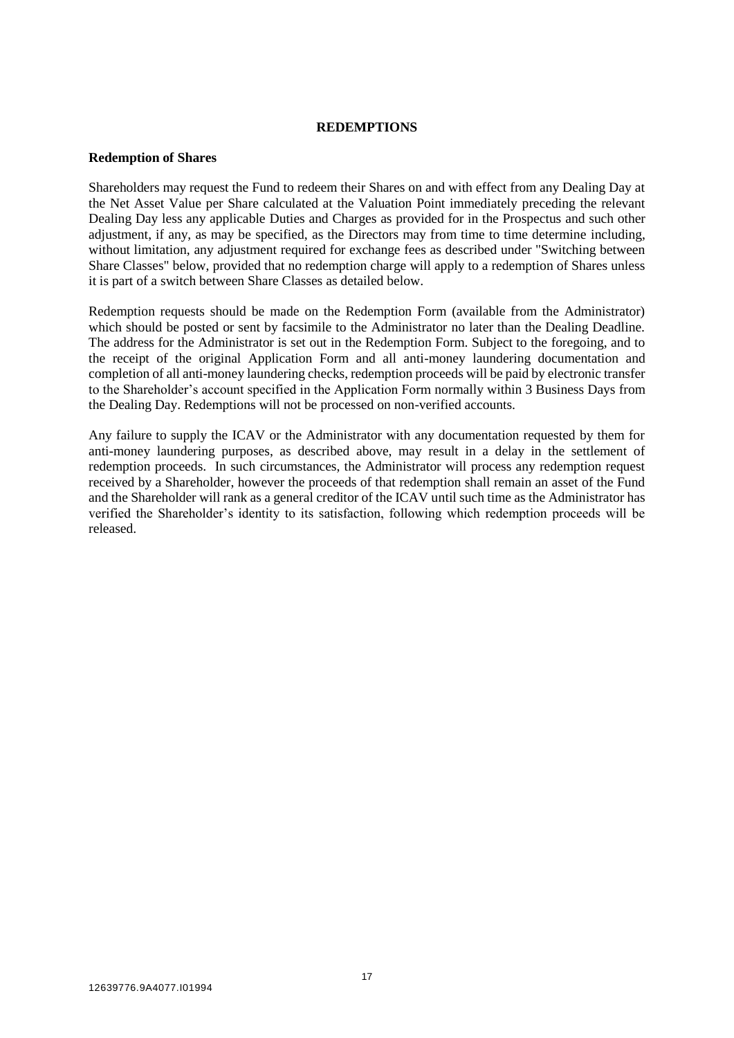## REDEMPTIONS

### Redemption of Shares

Shareholders may request the Fund to redeem their Shares on and with effect from any Dealing Day at the Net Asset Value per Share calculated at the Valuation Point immediately preceding the relevant Dealing Day less any applicable Duties and Charges as provided for in the Prospectus and such other adjustment, if any, as may be specified, as the Directors may from time to time determine including, without limitation, any adjustment required for exchange fees as described under "Switching between Share Classes" below, provided that no redemption charge will apply to a redemption of Shares unless it is part of a switch between Share Classes as detailed below.

Redemption requests should be made on the Redemption Form (available from the Administrator) which should be posted or sent by facsimile to the Administrator no later than the Dealing Deadline. The address for the Administrator is set out in the Redemption Form. Subject to the foregoing, and to the receipt of the original Application Form and all anti-money laundering documentation and completion of all anti-money laundering checks, redemption proceeds will be paid by electronic transfer to the Shareholder's account specified in the Application Form normally within 3 Business Days from the Dealing Day. Redemptions will not be processed on non-verified accounts.

Any failure to supply the ICAV or the Administrator with any documentation requested by them for anti-money laundering purposes, as described above, may result in a delay in the settlement of redemption proceeds. In such circumstances, the Administrator will process any redemption request received by a Shareholder, however the proceeds of that redemption shall remain an asset of the Fund and the Shareholder will rank as a general creditor of the ICAV until such time as the Administrator has verified the Shareholder's identity to its satisfaction, following which redemption proceeds will be released.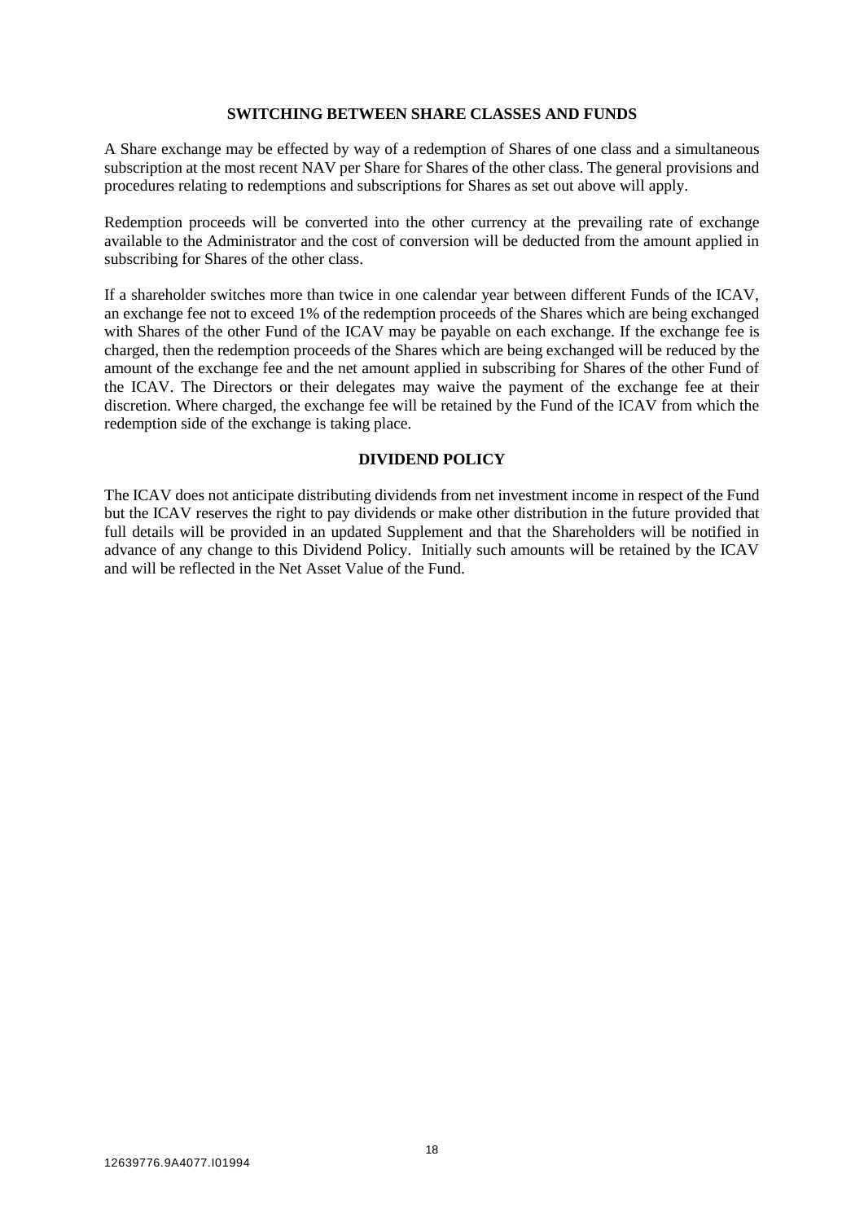## SWITCHING BETWEEN SHARE CLASSES AND FUNDS

A Share exchange may be effected by way of a redemption of Shares of one class and a simultaneous subscription at the most recent NAV per Share for Shares of the other class. The general provisions and procedures relating to redemptions and subscriptions for Shares as set out above will apply.

Redemption proceeds will be converted into the other currency at the prevailing rate of exchange available to the Administrator and the cost of conversion will be deducted from the amount applied in subscribing for Shares of the other class.

If a shareholder switches more than twice in one calendar year between different Funds of the ICAV, an exchange fee not to exceed 1% of the redemption proceeds of the Shares which are being exchanged with Shares of the other Fund of the ICAV may be payable on each exchange. If the exchange fee is charged, then the redemption proceeds of the Shares which are being exchanged will be reduced by the amount of the exchange fee and the net amount applied in subscribing for Shares of the other Fund of the ICAV. The Directors or their delegates may waive the payment of the exchange fee at their discretion. Where charged, the exchange fee will be retained by the Fund of the ICAV from which the redemption side of the exchange is taking place.

## DIVIDEND POLICY

The ICAV does not anticipate distributing dividends from net investment income in respect of the Fund but the ICAV reserves the right to pay dividends or make other distribution in the future provided that full details will be provided in an updated Supplement and that the Shareholders will be notified in advance of any change to this Dividend Policy. Initially such amounts will be retained by the ICAV and will be reflected in the Net Asset Value of the Fund.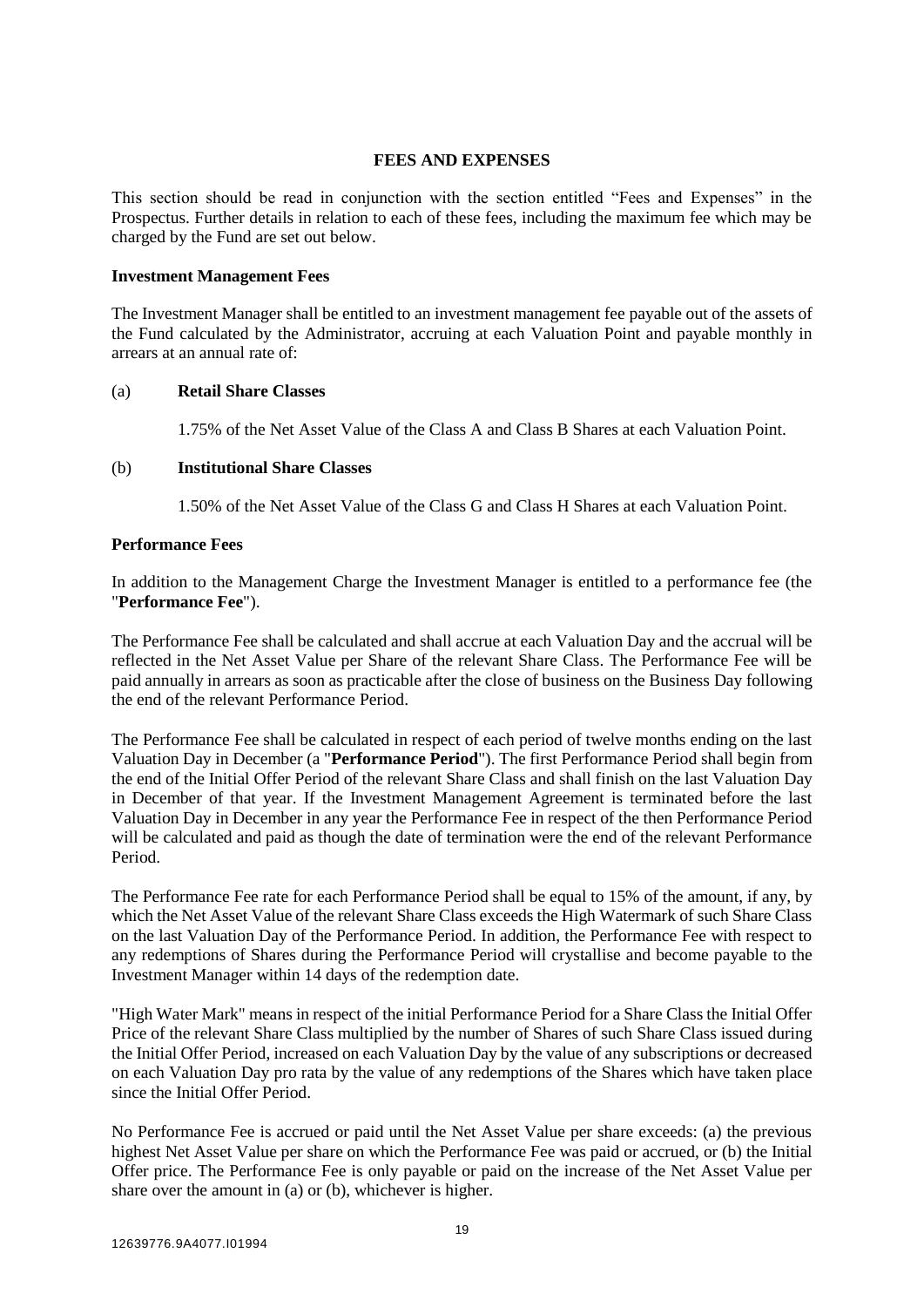## FEES AND EXPENSES

This section should be read in conjunction with the section entitled "Fees and Expenses" in the Prospectus. Further details in relation to each of these fees, including the maximum fee which may be charged by the Fund are set out below.

**Investment Management Fees**

The Investment Manager shall be entitled to an investment management fee payable out of the assets of the Fund calculated by the Administrator, accruing at each Valuation Point and payable monthly in arrears at an annual rate of:

(a) **Retail Share Classes**

1.75% of the Net Asset Value of the Class A and Class B Shares at each Valuation Point.

(b) **Institutional Share Classes**

1.50% of the Net Asset Value of the Class G and Class H Shares at each Valuation Point.

**Performance Fees**

In addition to the Management Charge the Investment Manager is entitled to a performance fee (the "**Performance Fee**").

The Performance Fee shall be calculated and shall accrue at each Valuation Day and the accrual will be reflected in the Net Asset Value per Share of the relevant Share Class. The Performance Fee will be paid annually in arrears as soon as practicable after the close of business on the Business Day following the end of the relevant Performance Period.

The Performance Fee shall be calculated in respect of each period of twelve months ending on the last Valuation Day in December (a "**Performance Period**"). The first Performance Period shall begin from the end of the Initial Offer Period of the relevant Share Class and shall finish on the last Valuation Day in December of that year. If the Investment Management Agreement is terminated before the last Valuation Day in December in any year the Performance Fee in respect of the then Performance Period will be calculated and paid as though the date of termination were the end of the relevant Performance Period.

The Performance Fee rate for each Performance Period shall be equal to 15% of the amount, if any, by which the Net Asset Value of the relevant Share Class exceeds the High Watermark of such Share Class on the last Valuation Day of the Performance Period. In addition, the Performance Fee with respect to any redemptions of Shares during the Performance Period will crystallise and become payable to the Investment Manager within 14 days of the redemption date.

"High Water Mark" means in respect of the initial Performance Period for a Share Class the Initial Offer Price of the relevant Share Class multiplied by the number of Shares of such Share Class issued during the Initial Offer Period, increased on each Valuation Day by the value of any subscriptions or decreased on each Valuation Day pro rata by the value of any redemptions of the Shares which have taken place since the Initial Offer Period.

No Performance Fee is accrued or paid until the Net Asset Value per share exceeds: (a) the previous highest Net Asset Value per share on which the Performance Fee was paid or accrued, or (b) the Initial Offer price. The Performance Fee is only payable or paid on the increase of the Net Asset Value per share over the amount in (a) or (b), whichever is higher.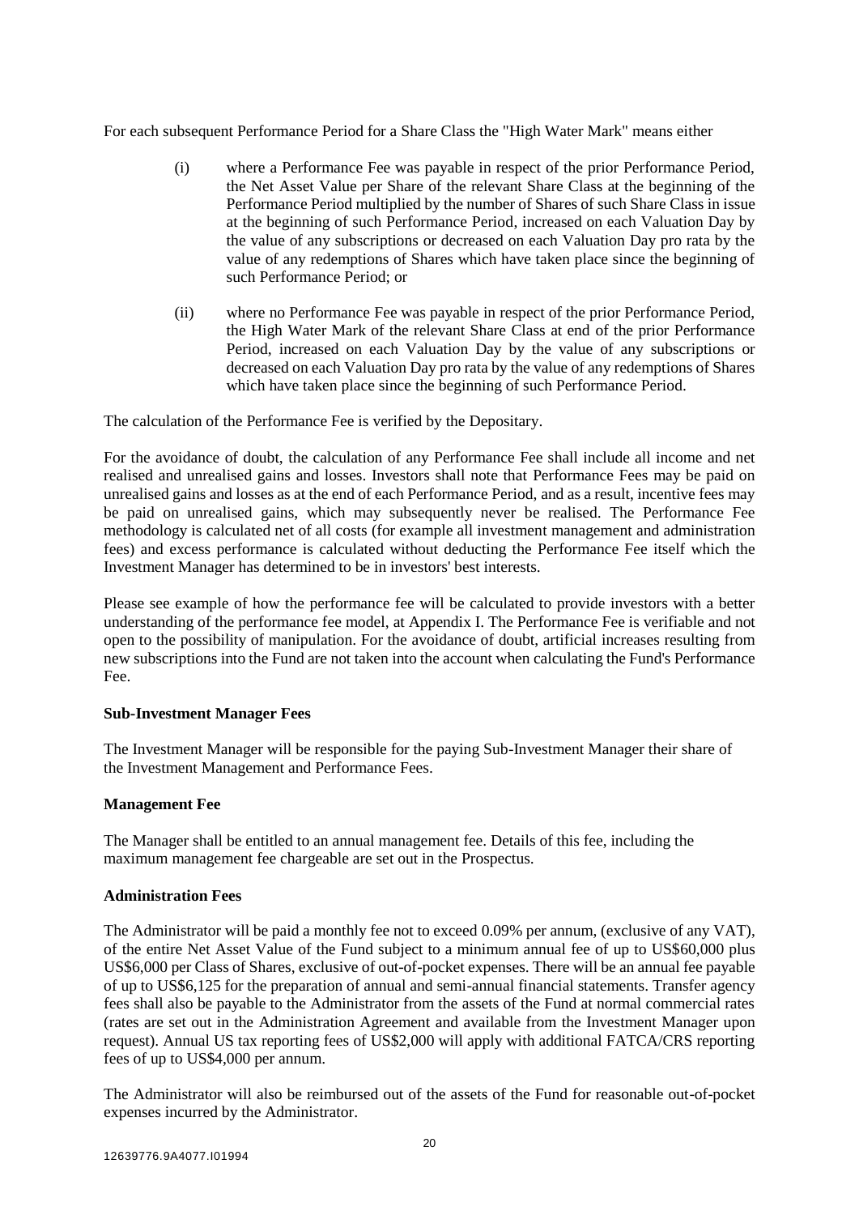For each subsequent Performance Period for a Share Class the "High Water Mark" means either

(i) where a Performance Fee was payable in respect of the prior Performance Period, the Net Asset Value per Share of the relevant Share Class at the beginning of the Performance Period multiplied by the number of Shares of such Share Class in issue at the beginning of such Performance Period, increased on each Valuation Day by the value of any subscriptions or decreased on each Valuation Day pro rata by the value of any redemptions of Shares which have taken place since the beginning of such Performance Period; or

(ii) where no Performance Fee was payable in respect of the prior Performance Period, the High Water Mark of the relevant Share Class at end of the prior Performance Period, increased on each Valuation Day by the value of any subscriptions or decreased on each Valuation Day pro rata by the value of any redemptions of Shares which have taken place since the beginning of such Performance Period.

The calculation of the Performance Fee is verified by the Depositary.

For the avoidance of doubt, the calculation of any Performance Fee shall include all income and net realised and unrealised gains and losses. Investors shall note that Performance Fees may be paid on unrealised gains and losses as at the end of each Performance Period, and as a result, incentive fees may be paid on unrealised gains, which may subsequently never be realised. The Performance Fee methodology is calculated net of all costs (for example all investment management and administration fees) and excess performance is calculated without deducting the Performance Fee itself which the Investment Manager has determined to be in investors' best interests.

Please see example of how the performance fee will be calculated to provide investors with a better understanding of the performance fee model, at Appendix I. The Performance Fee is verifiable and not open to the possibility of manipulation. For the avoidance of doubt, artificial increases resulting from new subscriptions into the Fund are not taken into the account when calculating the Fund's Performance Fee.

**Sub-Investment Manager Fees**

The Investment Manager will be responsible for the paying Sub-Investment Manager their share of the Investment Management and Performance Fees.

**Management Fee**

The Manager shall be entitled to an annual management fee. Details of this fee, including the maximum management fee chargeable are set out in the Prospectus.

**Administration Fees**

The Administrator will be paid a monthly fee not to exceed 0.09% per annum, (exclusive of any VAT), of the entire Net Asset Value of the Fund subject to a minimum annual fee of up to US$60,000 plus US$6,000 per Class of Shares, exclusive of out-of-pocket expenses. There will be an annual fee payable of up to US$6,125 for the preparation of annual and semi-annual financial statements. Transfer agency fees shall also be payable to the Administrator from the assets of the Fund at normal commercial rates (rates are set out in the Administration Agreement and available from the Investment Manager upon request). Annual US tax reporting fees of US$2,000 will apply with additional FATCA/CRS reporting fees of up to US$4,000 per annum.

The Administrator will also be reimbursed out of the assets of the Fund for reasonable out-of-pocket expenses incurred by the Administrator.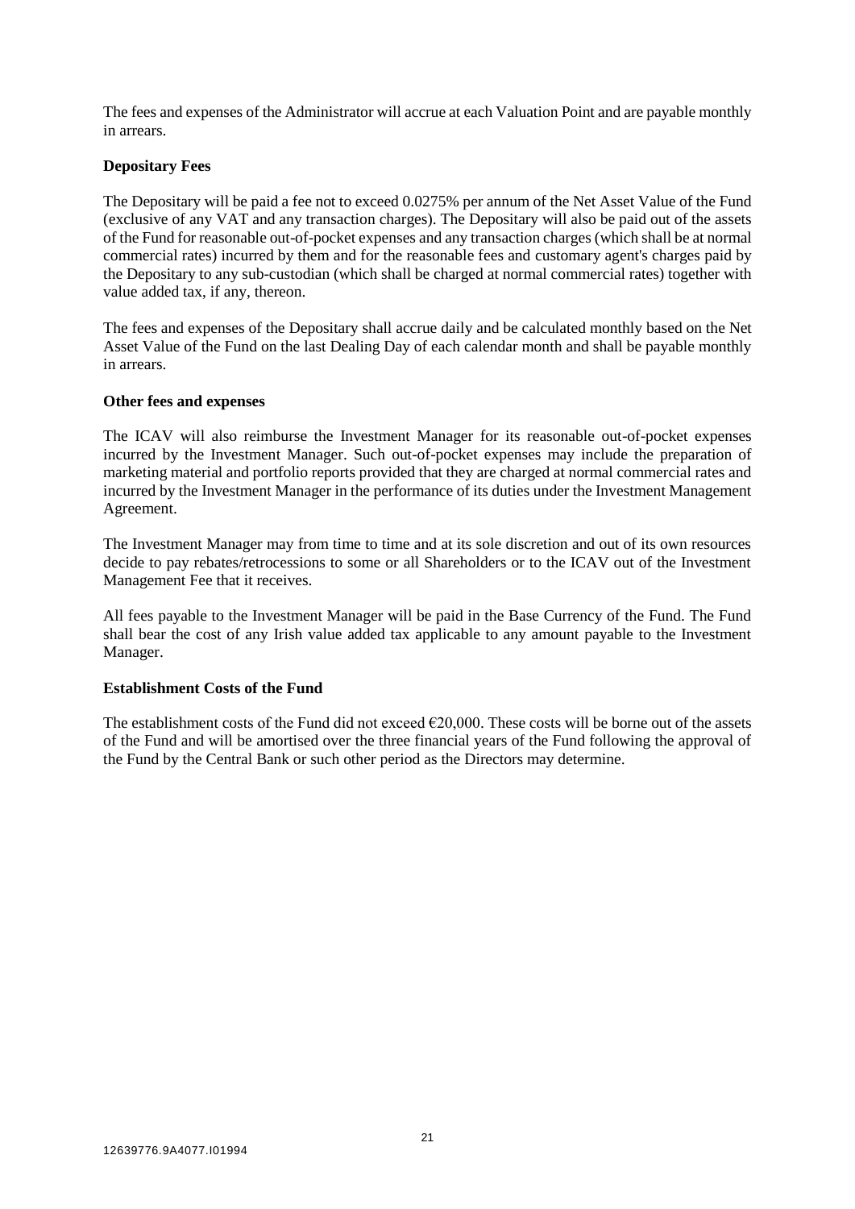The fees and expenses of the Administrator will accrue at each Valuation Point and are payable monthly in arrears.

**Depositary Fees**

The Depositary will be paid a fee not to exceed 0.0275% per annum of the Net Asset Value of the Fund (exclusive of any VAT and any transaction charges). The Depositary will also be paid out of the assets of the Fund for reasonable out-of-pocket expenses and any transaction charges (which shall be at normal commercial rates) incurred by them and for the reasonable fees and customary agent's charges paid by the Depositary to any sub-custodian (which shall be charged at normal commercial rates) together with value added tax, if any, thereon.

The fees and expenses of the Depositary shall accrue daily and be calculated monthly based on the Net Asset Value of the Fund on the last Dealing Day of each calendar month and shall be payable monthly in arrears.

**Other fees and expenses**

The ICAV will also reimburse the Investment Manager for its reasonable out-of-pocket expenses incurred by the Investment Manager. Such out-of-pocket expenses may include the preparation of marketing material and portfolio reports provided that they are charged at normal commercial rates and incurred by the Investment Manager in the performance of its duties under the Investment Management Agreement.

The Investment Manager may from time to time and at its sole discretion and out of its own resources decide to pay rebates/retrocessions to some or all Shareholders or to the ICAV out of the Investment Management Fee that it receives.

All fees payable to the Investment Manager will be paid in the Base Currency of the Fund. The Fund shall bear the cost of any Irish value added tax applicable to any amount payable to the Investment Manager.

**Establishment Costs of the Fund**

The establishment costs of the Fund did not exceed €20,000. These costs will be borne out of the assets of the Fund and will be amortised over the three financial years of the Fund following the approval of the Fund by the Central Bank or such other period as the Directors may determine.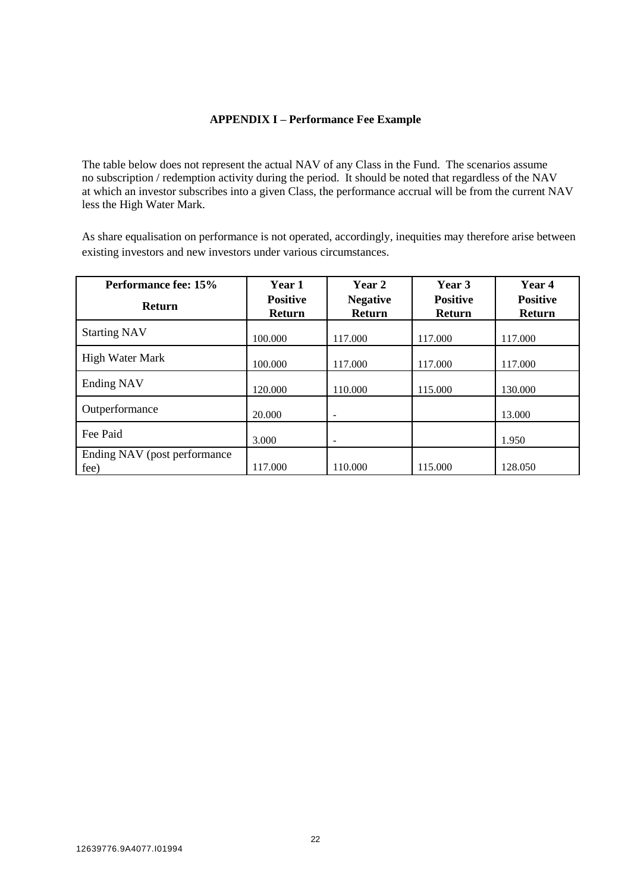## APPENDIX I – Performance Fee Example

The table below does not represent the actual NAV of any Class in the Fund. The scenarios assume no subscription / redemption activity during the period. It should be noted that regardless of the NAV at which an investor subscribes into a given Class, the performance accrual will be from the current NAV less the High Water Mark.

As share equalisation on performance is not operated, accordingly, inequities may therefore arise between existing investors and new investors under various circumstances.

| Performance fee: 15% Return | Year 1 Positive Return | Year 2 Negative Return | Year 3 Positive Return | Year 4 Positive Return |
|---|---|---|---|---|
| Starting NAV | 100.000 | 117.000 | 117.000 | 117.000 |
| High Water Mark | 100.000 | 117.000 | 117.000 | 117.000 |
| Ending NAV | 120.000 | 110.000 | 115.000 | 130.000 |
| Outperformance | 20.000 | - | | 13.000 |
| Fee Paid | 3.000 | - | | 1.950 |
| Ending NAV (post performance fee) | 117.000 | 110.000 | 115.000 | 128.050 |

12639776.9A4077.I01994